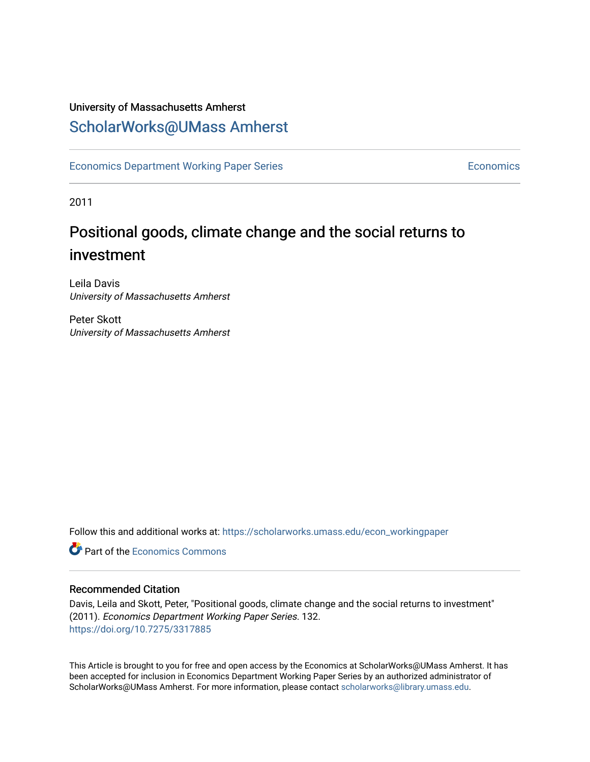University of Massachusetts Amherst

## ScholarWorks@UMass Amherst

Economics Department Working Paper Series | Economics

2011

# Positional goods, climate change and the social returns to investment

Leila Davis
*University of Massachusetts Amherst*

Peter Skott
*University of Massachusetts Amherst*

Follow this and additional works at: https://scholarworks.umass.edu/econ_workingpaper

Part of the Economics Commons

### Recommended Citation

Davis, Leila and Skott, Peter, "Positional goods, climate change and the social returns to investment" (2011). *Economics Department Working Paper Series*. 132.
https://doi.org/10.7275/3317885

This Article is brought to you for free and open access by the Economics at ScholarWorks@UMass Amherst. It has been accepted for inclusion in Economics Department Working Paper Series by an authorized administrator of ScholarWorks@UMass Amherst. For more information, please contact scholarworks@library.umass.edu.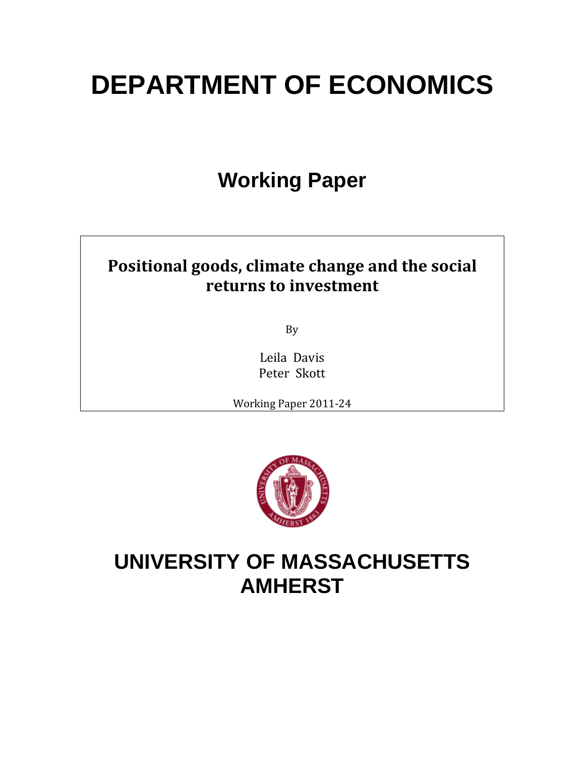# DEPARTMENT OF ECONOMICS

## Working Paper

**Positional goods, climate change and the social returns to investment**

By

Leila Davis
Peter Skott

Working Paper 2011-24

# UNIVERSITY OF MASSACHUSETTS AMHERST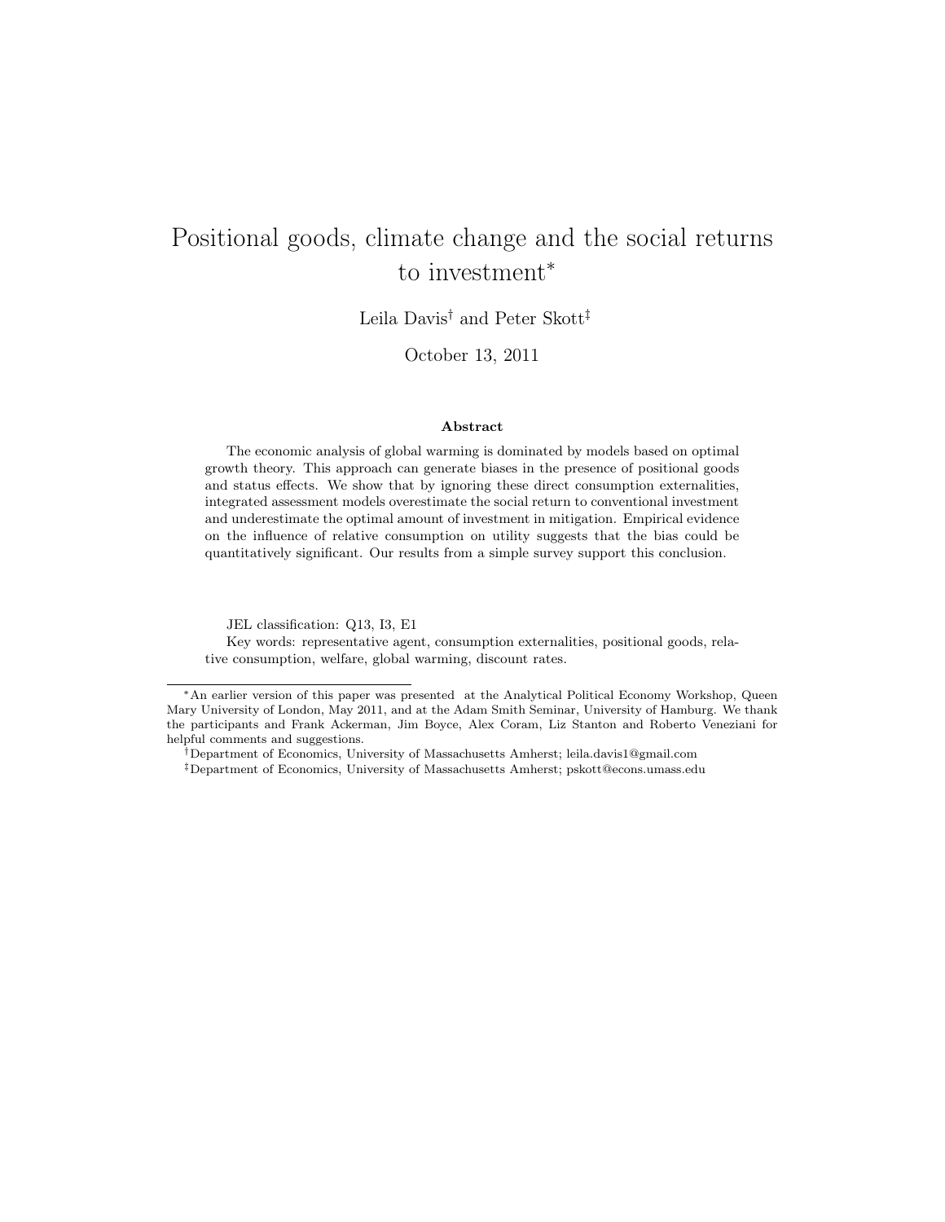# Positional goods, climate change and the social returns to investment*

Leila Davis[†] and Peter Skott[‡]

October 13, 2011

### Abstract

The economic analysis of global warming is dominated by models based on optimal growth theory. This approach can generate biases in the presence of positional goods and status effects. We show that by ignoring these direct consumption externalities, integrated assessment models overestimate the social return to conventional investment and underestimate the optimal amount of investment in mitigation. Empirical evidence on the influence of relative consumption on utility suggests that the bias could be quantitatively significant. Our results from a simple survey support this conclusion.

JEL classification: Q13, I3, E1

Key words: representative agent, consumption externalities, positional goods, relative consumption, welfare, global warming, discount rates.

---

*An earlier version of this paper was presented at the Analytical Political Economy Workshop, Queen Mary University of London, May 2011, and at the Adam Smith Seminar, University of Hamburg. We thank the participants and Frank Ackerman, Jim Boyce, Alex Coram, Liz Stanton and Roberto Veneziani for helpful comments and suggestions.

[†]Department of Economics, University of Massachusetts Amherst; leila.davis1@gmail.com

[‡]Department of Economics, University of Massachusetts Amherst; pskott@econs.umass.edu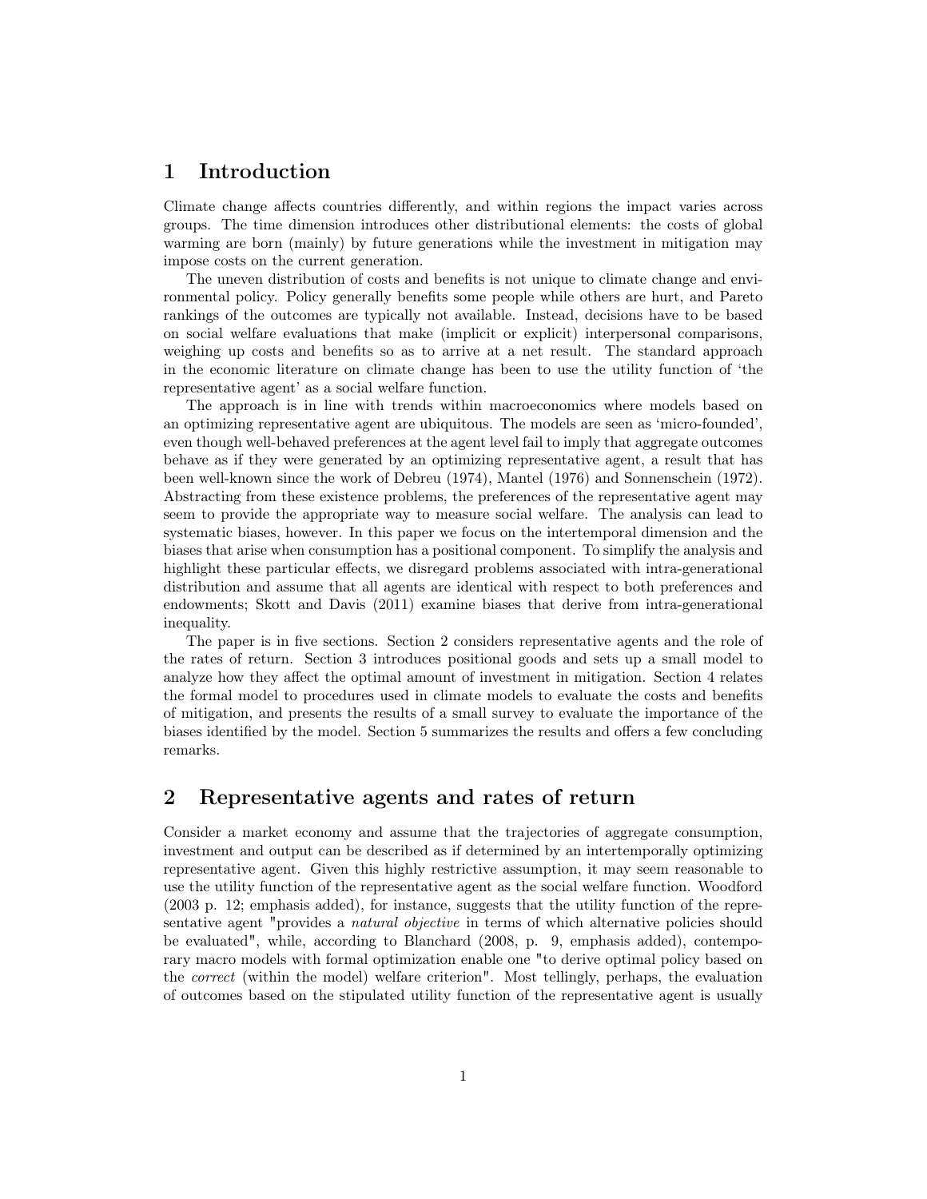# 1 Introduction

Climate change affects countries differently, and within regions the impact varies across groups. The time dimension introduces other distributional elements: the costs of global warming are born (mainly) by future generations while the investment in mitigation may impose costs on the current generation.

The uneven distribution of costs and benefits is not unique to climate change and environmental policy. Policy generally benefits some people while others are hurt, and Pareto rankings of the outcomes are typically not available. Instead, decisions have to be based on social welfare evaluations that make (implicit or explicit) interpersonal comparisons, weighing up costs and benefits so as to arrive at a net result. The standard approach in the economic literature on climate change has been to use the utility function of 'the representative agent' as a social welfare function.

The approach is in line with trends within macroeconomics where models based on an optimizing representative agent are ubiquitous. The models are seen as 'micro-founded', even though well-behaved preferences at the agent level fail to imply that aggregate outcomes behave as if they were generated by an optimizing representative agent, a result that has been well-known since the work of Debreu (1974), Mantel (1976) and Sonnenschein (1972). Abstracting from these existence problems, the preferences of the representative agent may seem to provide the appropriate way to measure social welfare. The analysis can lead to systematic biases, however. In this paper we focus on the intertemporal dimension and the biases that arise when consumption has a positional component. To simplify the analysis and highlight these particular effects, we disregard problems associated with intra-generational distribution and assume that all agents are identical with respect to both preferences and endowments; Skott and Davis (2011) examine biases that derive from intra-generational inequality.

The paper is in five sections. Section 2 considers representative agents and the role of the rates of return. Section 3 introduces positional goods and sets up a small model to analyze how they affect the optimal amount of investment in mitigation. Section 4 relates the formal model to procedures used in climate models to evaluate the costs and benefits of mitigation, and presents the results of a small survey to evaluate the importance of the biases identified by the model. Section 5 summarizes the results and offers a few concluding remarks.

# 2 Representative agents and rates of return

Consider a market economy and assume that the trajectories of aggregate consumption, investment and output can be described as if determined by an intertemporally optimizing representative agent. Given this highly restrictive assumption, it may seem reasonable to use the utility function of the representative agent as the social welfare function. Woodford (2003 p. 12; emphasis added), for instance, suggests that the utility function of the representative agent "provides a *natural objective* in terms of which alternative policies should be evaluated", while, according to Blanchard (2008, p. 9, emphasis added), contemporary macro models with formal optimization enable one "to derive optimal policy based on the *correct* (within the model) welfare criterion". Most tellingly, perhaps, the evaluation of outcomes based on the stipulated utility function of the representative agent is usually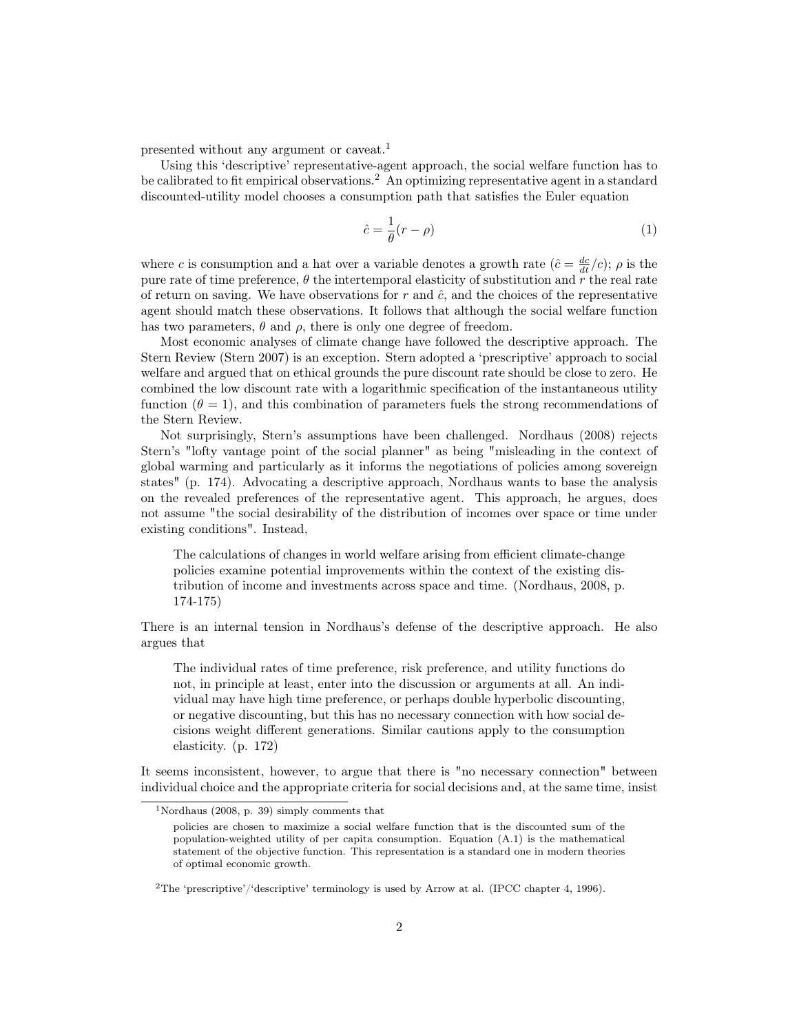presented without any argument or caveat.[1]

Using this 'descriptive' representative-agent approach, the social welfare function has to be calibrated to fit empirical observations.[2] An optimizing representative agent in a standard discounted-utility model chooses a consumption path that satisfies the Euler equation

$$\hat{c} = \frac{1}{\theta}(r - \rho) \tag{1}$$

where $c$ is consumption and a hat over a variable denotes a growth rate ($\hat{c} = \frac{dc}{dt}/c$); $\rho$ is the pure rate of time preference, $\theta$ the intertemporal elasticity of substitution and $r$ the real rate of return on saving. We have observations for $r$ and $\hat{c}$, and the choices of the representative agent should match these observations. It follows that although the social welfare function has two parameters, $\theta$ and $\rho$, there is only one degree of freedom.

Most economic analyses of climate change have followed the descriptive approach. The Stern Review (Stern 2007) is an exception. Stern adopted a 'prescriptive' approach to social welfare and argued that on ethical grounds the pure discount rate should be close to zero. He combined the low discount rate with a logarithmic specification of the instantaneous utility function ($\theta = 1$), and this combination of parameters fuels the strong recommendations of the Stern Review.

Not surprisingly, Stern's assumptions have been challenged. Nordhaus (2008) rejects Stern's "lofty vantage point of the social planner" as being "misleading in the context of global warming and particularly as it informs the negotiations of policies among sovereign states" (p. 174). Advocating a descriptive approach, Nordhaus wants to base the analysis on the revealed preferences of the representative agent. This approach, he argues, does not assume "the social desirability of the distribution of incomes over space or time under existing conditions". Instead,

> The calculations of changes in world welfare arising from efficient climate-change policies examine potential improvements within the context of the existing distribution of income and investments across space and time. (Nordhaus, 2008, p. 174-175)

There is an internal tension in Nordhaus's defense of the descriptive approach. He also argues that

> The individual rates of time preference, risk preference, and utility functions do not, in principle at least, enter into the discussion or arguments at all. An individual may have high time preference, or perhaps double hyperbolic discounting, or negative discounting, but this has no necessary connection with how social decisions weight different generations. Similar cautions apply to the consumption elasticity. (p. 172)

It seems inconsistent, however, to argue that there is "no necessary connection" between individual choice and the appropriate criteria for social decisions and, at the same time, insist

---

[1] Nordhaus (2008, p. 39) simply comments that

> policies are chosen to maximize a social welfare function that is the discounted sum of the population-weighted utility of per capita consumption. Equation (A.1) is the mathematical statement of the objective function. This representation is a standard one in modern theories of optimal economic growth.

[2] The 'prescriptive'/'descriptive' terminology is used by Arrow at al. (IPCC chapter 4, 1996).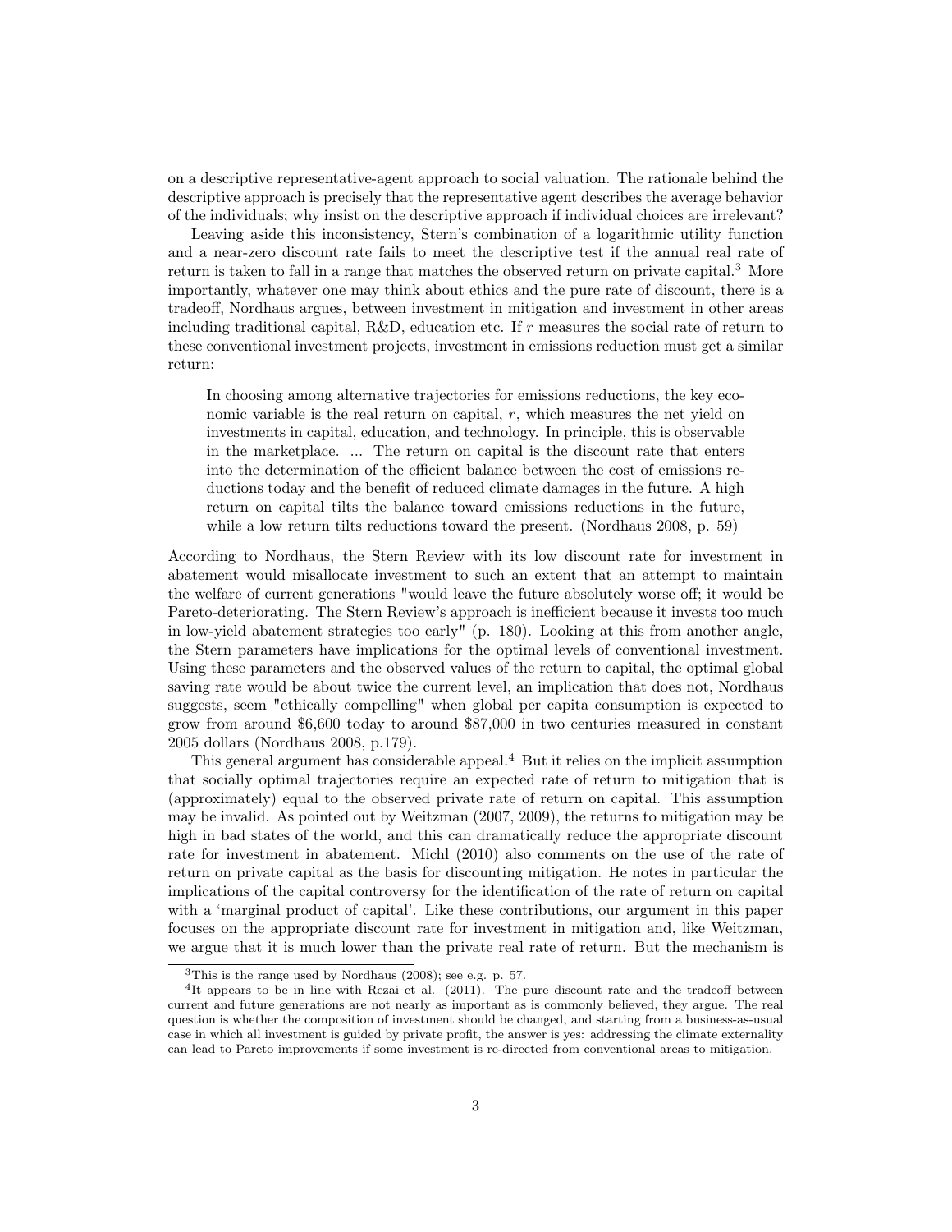on a descriptive representative-agent approach to social valuation. The rationale behind the descriptive approach is precisely that the representative agent describes the average behavior of the individuals; why insist on the descriptive approach if individual choices are irrelevant?

Leaving aside this inconsistency, Stern's combination of a logarithmic utility function and a near-zero discount rate fails to meet the descriptive test if the annual real rate of return is taken to fall in a range that matches the observed return on private capital.[3] More importantly, whatever one may think about ethics and the pure rate of discount, there is a tradeoff, Nordhaus argues, between investment in mitigation and investment in other areas including traditional capital, R&D, education etc. If $r$ measures the social rate of return to these conventional investment projects, investment in emissions reduction must get a similar return:

> In choosing among alternative trajectories for emissions reductions, the key economic variable is the real return on capital, $r$, which measures the net yield on investments in capital, education, and technology. In principle, this is observable in the marketplace. ... The return on capital is the discount rate that enters into the determination of the efficient balance between the cost of emissions reductions today and the benefit of reduced climate damages in the future. A high return on capital tilts the balance toward emissions reductions in the future, while a low return tilts reductions toward the present. (Nordhaus 2008, p. 59)

According to Nordhaus, the Stern Review with its low discount rate for investment in abatement would misallocate investment to such an extent that an attempt to maintain the welfare of current generations "would leave the future absolutely worse off; it would be Pareto-deteriorating. The Stern Review's approach is inefficient because it invests too much in low-yield abatement strategies too early" (p. 180). Looking at this from another angle, the Stern parameters have implications for the optimal levels of conventional investment. Using these parameters and the observed values of the return to capital, the optimal global saving rate would be about twice the current level, an implication that does not, Nordhaus suggests, seem "ethically compelling" when global per capita consumption is expected to grow from around \$6,600 today to around \$87,000 in two centuries measured in constant 2005 dollars (Nordhaus 2008, p.179).

This general argument has considerable appeal.[4] But it relies on the implicit assumption that socially optimal trajectories require an expected rate of return to mitigation that is (approximately) equal to the observed private rate of return on capital. This assumption may be invalid. As pointed out by Weitzman (2007, 2009), the returns to mitigation may be high in bad states of the world, and this can dramatically reduce the appropriate discount rate for investment in abatement. Michl (2010) also comments on the use of the rate of return on private capital as the basis for discounting mitigation. He notes in particular the implications of the capital controversy for the identification of the rate of return on capital with a 'marginal product of capital'. Like these contributions, our argument in this paper focuses on the appropriate discount rate for investment in mitigation and, like Weitzman, we argue that it is much lower than the private real rate of return. But the mechanism is

---

[3] This is the range used by Nordhaus (2008); see e.g. p. 57.

[4] It appears to be in line with Rezai et al. (2011). The pure discount rate and the tradeoff between current and future generations are not nearly as important as is commonly believed, they argue. The real question is whether the composition of investment should be changed, and starting from a business-as-usual case in which all investment is guided by private profit, the answer is yes: addressing the climate externality can lead to Pareto improvements if some investment is re-directed from conventional areas to mitigation.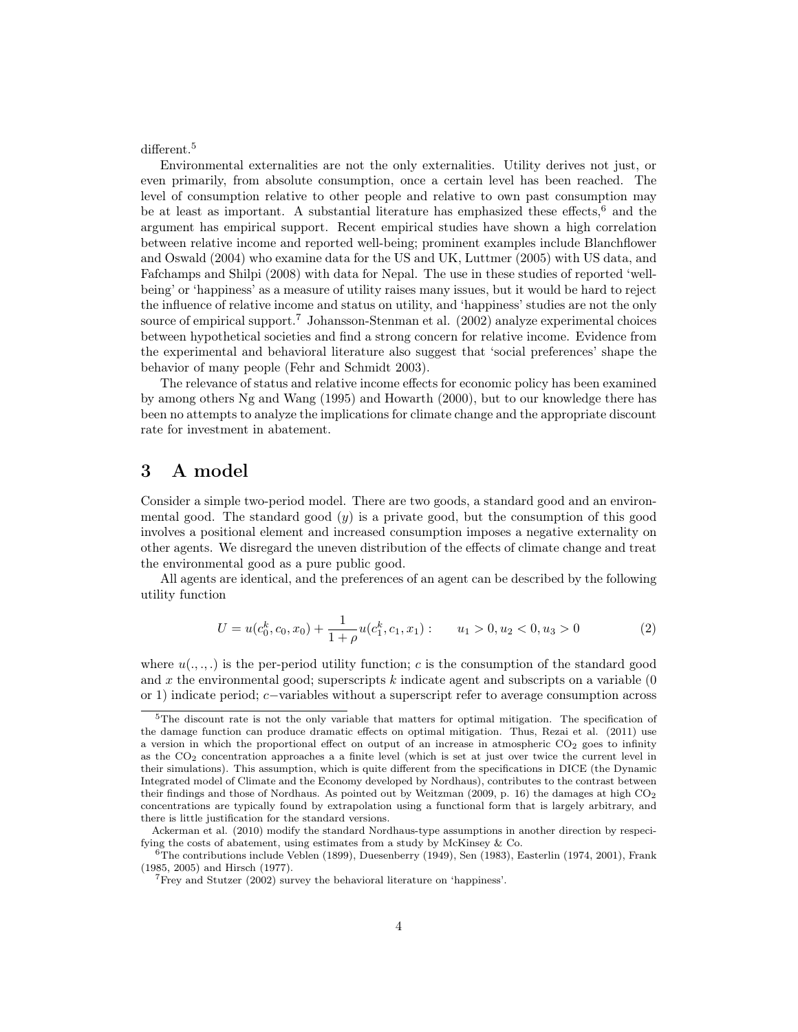different.[5]

Environmental externalities are not the only externalities. Utility derives not just, or even primarily, from absolute consumption, once a certain level has been reached. The level of consumption relative to other people and relative to own past consumption may be at least as important. A substantial literature has emphasized these effects,[6] and the argument has empirical support. Recent empirical studies have shown a high correlation between relative income and reported well-being; prominent examples include Blanchflower and Oswald (2004) who examine data for the US and UK, Luttmer (2005) with US data, and Fafchamps and Shilpi (2008) with data for Nepal. The use in these studies of reported 'well-being' or 'happiness' as a measure of utility raises many issues, but it would be hard to reject the influence of relative income and status on utility, and 'happiness' studies are not the only source of empirical support.[7] Johansson-Stenman et al. (2002) analyze experimental choices between hypothetical societies and find a strong concern for relative income. Evidence from the experimental and behavioral literature also suggest that 'social preferences' shape the behavior of many people (Fehr and Schmidt 2003).

The relevance of status and relative income effects for economic policy has been examined by among others Ng and Wang (1995) and Howarth (2000), but to our knowledge there has been no attempts to analyze the implications for climate change and the appropriate discount rate for investment in abatement.

# 3 A model

Consider a simple two-period model. There are two goods, a standard good and an environmental good. The standard good ($y$) is a private good, but the consumption of this good involves a positional element and increased consumption imposes a negative externality on other agents. We disregard the uneven distribution of the effects of climate change and treat the environmental good as a pure public good.

All agents are identical, and the preferences of an agent can be described by the following utility function

$$U = u(c_0^k, c_0, x_0) + \frac{1}{1+\rho} u(c_1^k, c_1, x_1) : \qquad u_1 > 0, u_2 < 0, u_3 > 0 \tag{2}$$

where $u(.,.,.)$ is the per-period utility function; $c$ is the consumption of the standard good and $x$ the environmental good; superscripts $k$ indicate agent and subscripts on a variable (0 or 1) indicate period; $c-$variables without a superscript refer to average consumption across

[5] The discount rate is not the only variable that matters for optimal mitigation. The specification of the damage function can produce dramatic effects on optimal mitigation. Thus, Rezai et al. (2011) use a version in which the proportional effect on output of an increase in atmospheric $CO_2$ goes to infinity as the $CO_2$ concentration approaches a a finite level (which is set at just over twice the current level in their simulations). This assumption, which is quite different from the specifications in DICE (the Dynamic Integrated model of Climate and the Economy developed by Nordhaus), contributes to the contrast between their findings and those of Nordhaus. As pointed out by Weitzman (2009, p. 16) the damages at high $CO_2$ concentrations are typically found by extrapolation using a functional form that is largely arbitrary, and there is little justification for the standard versions.

Ackerman et al. (2010) modify the standard Nordhaus-type assumptions in another direction by respecifying the costs of abatement, using estimates from a study by McKinsey & Co.

[6] The contributions include Veblen (1899), Duesenberry (1949), Sen (1983), Easterlin (1974, 2001), Frank (1985, 2005) and Hirsch (1977).

[7] Frey and Stutzer (2002) survey the behavioral literature on 'happiness'.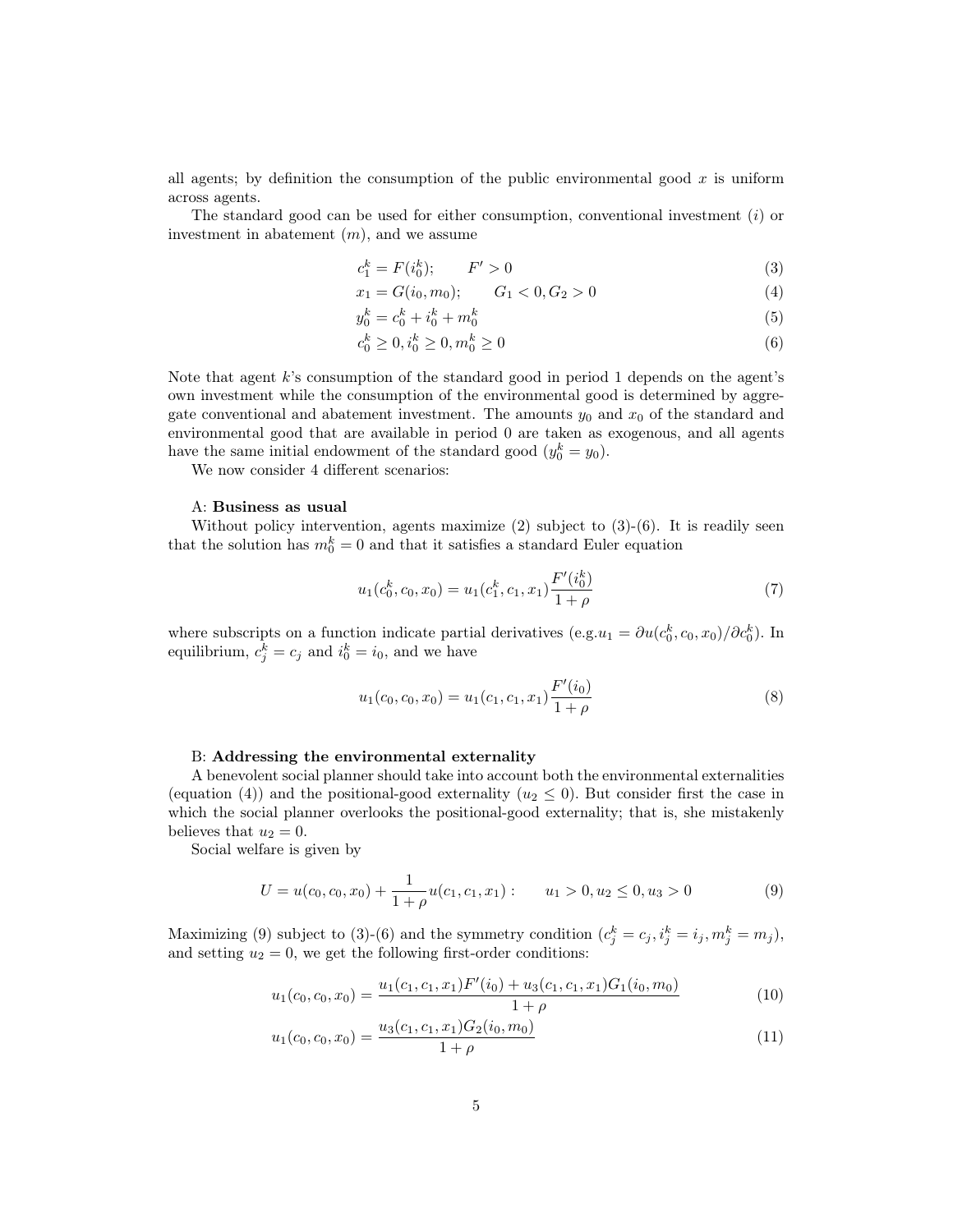all agents; by definition the consumption of the public environmental good $x$ is uniform across agents.

The standard good can be used for either consumption, conventional investment ($i$) or investment in abatement ($m$), and we assume

$$c_1^k = F(i_0^k); \qquad F' > 0 \tag{3}$$

$$x_1 = G(i_0, m_0); \qquad G_1 < 0, G_2 > 0 \tag{4}$$

$$y_0^k = c_0^k + i_0^k + m_0^k \tag{5}$$

$$c_0^k \geq 0, i_0^k \geq 0, m_0^k \geq 0 \tag{6}$$

Note that agent $k$'s consumption of the standard good in period 1 depends on the agent's own investment while the consumption of the environmental good is determined by aggregate conventional and abatement investment. The amounts $y_0$ and $x_0$ of the standard and environmental good that are available in period 0 are taken as exogenous, and all agents have the same initial endowment of the standard good ($y_0^k = y_0$).

We now consider 4 different scenarios:

A: **Business as usual**

Without policy intervention, agents maximize (2) subject to (3)-(6). It is readily seen that the solution has $m_0^k = 0$ and that it satisfies a standard Euler equation

$$u_1(c_0^k, c_0, x_0) = u_1(c_1^k, c_1, x_1)\frac{F'(i_0^k)}{1+\rho} \tag{7}$$

where subscripts on a function indicate partial derivatives (e.g.$u_1 = \partial u(c_0^k, c_0, x_0)/\partial c_0^k$). In equilibrium, $c_j^k = c_j$ and $i_0^k = i_0$, and we have

$$u_1(c_0, c_0, x_0) = u_1(c_1, c_1, x_1)\frac{F'(i_0)}{1+\rho} \tag{8}$$

B: **Addressing the environmental externality**

A benevolent social planner should take into account both the environmental externalities (equation (4)) and the positional-good externality ($u_2 \leq 0$). But consider first the case in which the social planner overlooks the positional-good externality; that is, she mistakenly believes that $u_2 = 0$.

Social welfare is given by

$$U = u(c_0, c_0, x_0) + \frac{1}{1+\rho}u(c_1, c_1, x_1): \qquad u_1 > 0, u_2 \leq 0, u_3 > 0 \tag{9}$$

Maximizing (9) subject to (3)-(6) and the symmetry condition ($c_j^k = c_j, i_j^k = i_j, m_j^k = m_j$), and setting $u_2 = 0$, we get the following first-order conditions:

$$u_1(c_0, c_0, x_0) = \frac{u_1(c_1, c_1, x_1)F'(i_0) + u_3(c_1, c_1, x_1)G_1(i_0, m_0)}{1+\rho} \tag{10}$$

$$u_1(c_0, c_0, x_0) = \frac{u_3(c_1, c_1, x_1)G_2(i_0, m_0)}{1+\rho} \tag{11}$$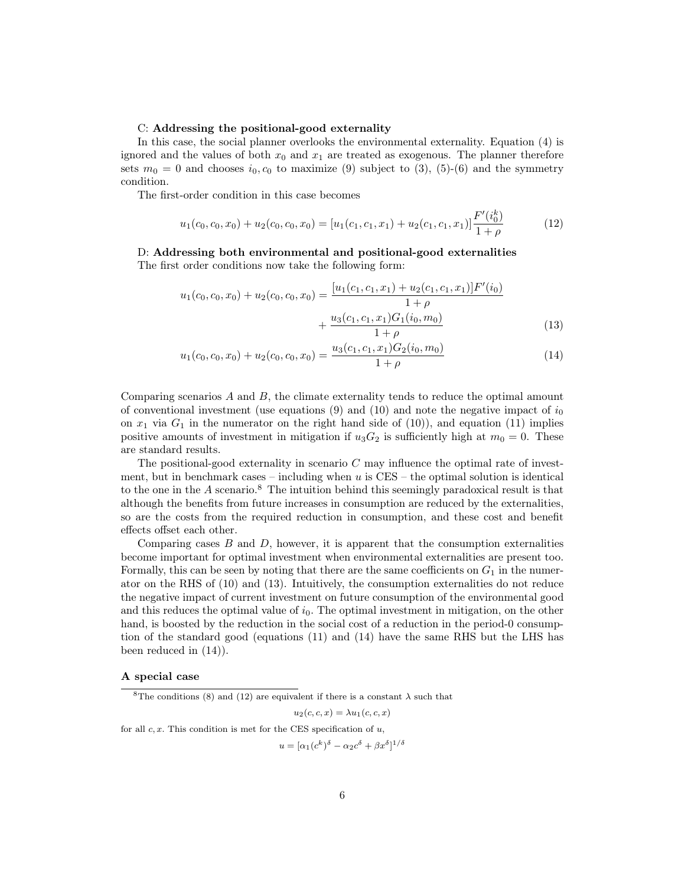C: **Addressing the positional-good externality**

In this case, the social planner overlooks the environmental externality. Equation (4) is ignored and the values of both $x_0$ and $x_1$ are treated as exogenous. The planner therefore sets $m_0 = 0$ and chooses $i_0, c_0$ to maximize (9) subject to (3), (5)-(6) and the symmetry condition.

The first-order condition in this case becomes

$$u_1(c_0, c_0, x_0) + u_2(c_0, c_0, x_0) = [u_1(c_1, c_1, x_1) + u_2(c_1, c_1, x_1)]\frac{F'(i_0^k)}{1+\rho} \tag{12}$$

D: **Addressing both environmental and positional-good externalities**

The first order conditions now take the following form:

$$u_1(c_0, c_0, x_0) + u_2(c_0, c_0, x_0) = \frac{[u_1(c_1, c_1, x_1) + u_2(c_1, c_1, x_1)]F'(i_0)}{1+\rho} + \frac{u_3(c_1, c_1, x_1)G_1(i_0, m_0)}{1+\rho} \tag{13}$$

$$u_1(c_0, c_0, x_0) + u_2(c_0, c_0, x_0) = \frac{u_3(c_1, c_1, x_1)G_2(i_0, m_0)}{1+\rho} \tag{14}$$

Comparing scenarios $A$ and $B$, the climate externality tends to reduce the optimal amount of conventional investment (use equations (9) and (10) and note the negative impact of $i_0$ on $x_1$ via $G_1$ in the numerator on the right hand side of (10)), and equation (11) implies positive amounts of investment in mitigation if $u_3 G_2$ is sufficiently high at $m_0 = 0$. These are standard results.

The positional-good externality in scenario $C$ may influence the optimal rate of investment, but in benchmark cases – including when $u$ is CES – the optimal solution is identical to the one in the $A$ scenario.[8] The intuition behind this seemingly paradoxical result is that although the benefits from future increases in consumption are reduced by the externalities, so are the costs from the required reduction in consumption, and these cost and benefit effects offset each other.

Comparing cases $B$ and $D$, however, it is apparent that the consumption externalities become important for optimal investment when environmental externalities are present too. Formally, this can be seen by noting that there are the same coefficients on $G_1$ in the numerator on the RHS of (10) and (13). Intuitively, the consumption externalities do not reduce the negative impact of current investment on future consumption of the environmental good and this reduces the optimal value of $i_0$. The optimal investment in mitigation, on the other hand, is boosted by the reduction in the social cost of a reduction in the period-0 consumption of the standard good (equations (11) and (14) have the same RHS but the LHS has been reduced in (14)).

**A special case**

[8] The conditions (8) and (12) are equivalent if there is a constant $\lambda$ such that

$$u_2(c, c, x) = \lambda u_1(c, c, x)$$

for all $c, x$. This condition is met for the CES specification of $u$,

$$u = [\alpha_1(c^k)^\delta - \alpha_2 c^\delta + \beta x^\delta]^{1/\delta}$$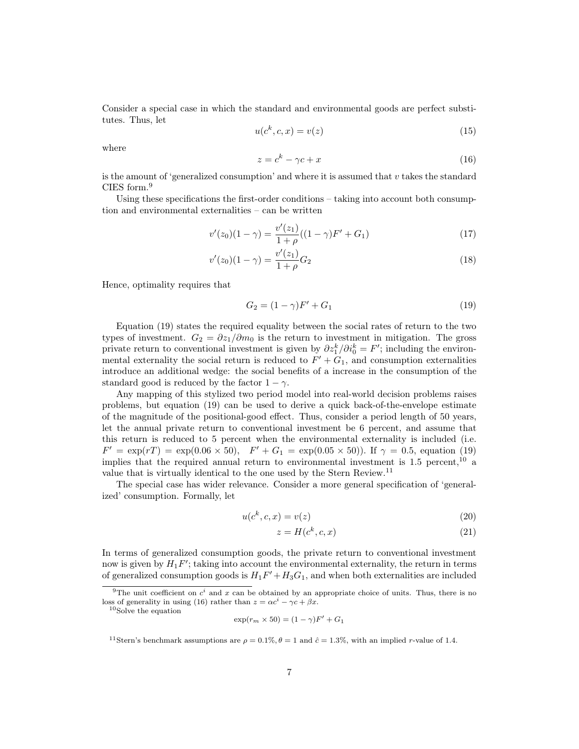Consider a special case in which the standard and environmental goods are perfect substitutes. Thus, let

$$u(c^k, c, x) = v(z) \tag{15}$$

where

$$z = c^k - \gamma c + x \tag{16}$$

is the amount of 'generalized consumption' and where it is assumed that $v$ takes the standard CIES form.[9]

Using these specifications the first-order conditions – taking into account both consumption and environmental externalities – can be written

$$v'(z_0)(1-\gamma) = \frac{v'(z_1)}{1+\rho}((1-\gamma)F' + G_1) \tag{17}$$

$$v'(z_0)(1-\gamma) = \frac{v'(z_1)}{1+\rho}G_2 \tag{18}$$

Hence, optimality requires that

$$G_2 = (1-\gamma)F' + G_1 \tag{19}$$

Equation (19) states the required equality between the social rates of return to the two types of investment. $G_2 = \partial z_1 / \partial m_0$ is the return to investment in mitigation. The gross private return to conventional investment is given by $\partial z_1^k / \partial i_0^k = F'$; including the environmental externality the social return is reduced to $F' + G_1$, and consumption externalities introduce an additional wedge: the social benefits of a increase in the consumption of the standard good is reduced by the factor $1 - \gamma$.

Any mapping of this stylized two period model into real-world decision problems raises problems, but equation (19) can be used to derive a quick back-of-the-envelope estimate of the magnitude of the positional-good effect. Thus, consider a period length of 50 years, let the annual private return to conventional investment be 6 percent, and assume that this return is reduced to 5 percent when the environmental externality is included (i.e. $F' = \exp(rT) = \exp(0.06 \times 50)$, $F' + G_1 = \exp(0.05 \times 50)$). If $\gamma = 0.5$, equation (19) implies that the required annual return to environmental investment is 1.5 percent,[10] a value that is virtually identical to the one used by the Stern Review.[11]

The special case has wider relevance. Consider a more general specification of 'generalized' consumption. Formally, let

$$u(c^k, c, x) = v(z) \tag{20}$$

$$z = H(c^k, c, x) \tag{21}$$

In terms of generalized consumption goods, the private return to conventional investment now is given by $H_1 F'$; taking into account the environmental externality, the return in terms of generalized consumption goods is $H_1 F' + H_3 G_1$, and when both externalities are included

---

[9] The unit coefficient on $c^i$ and $x$ can be obtained by an appropriate choice of units. Thus, there is no loss of generality in using (16) rather than $z = \alpha c^i - \gamma c + \beta x$.

[10] Solve the equation

$$\exp(r_m \times 50) = (1-\gamma)F' + G_1$$

[11] Stern's benchmark assumptions are $\rho = 0.1\%, \theta = 1$ and $\hat{c} = 1.3\%$, with an implied $r$-value of 1.4.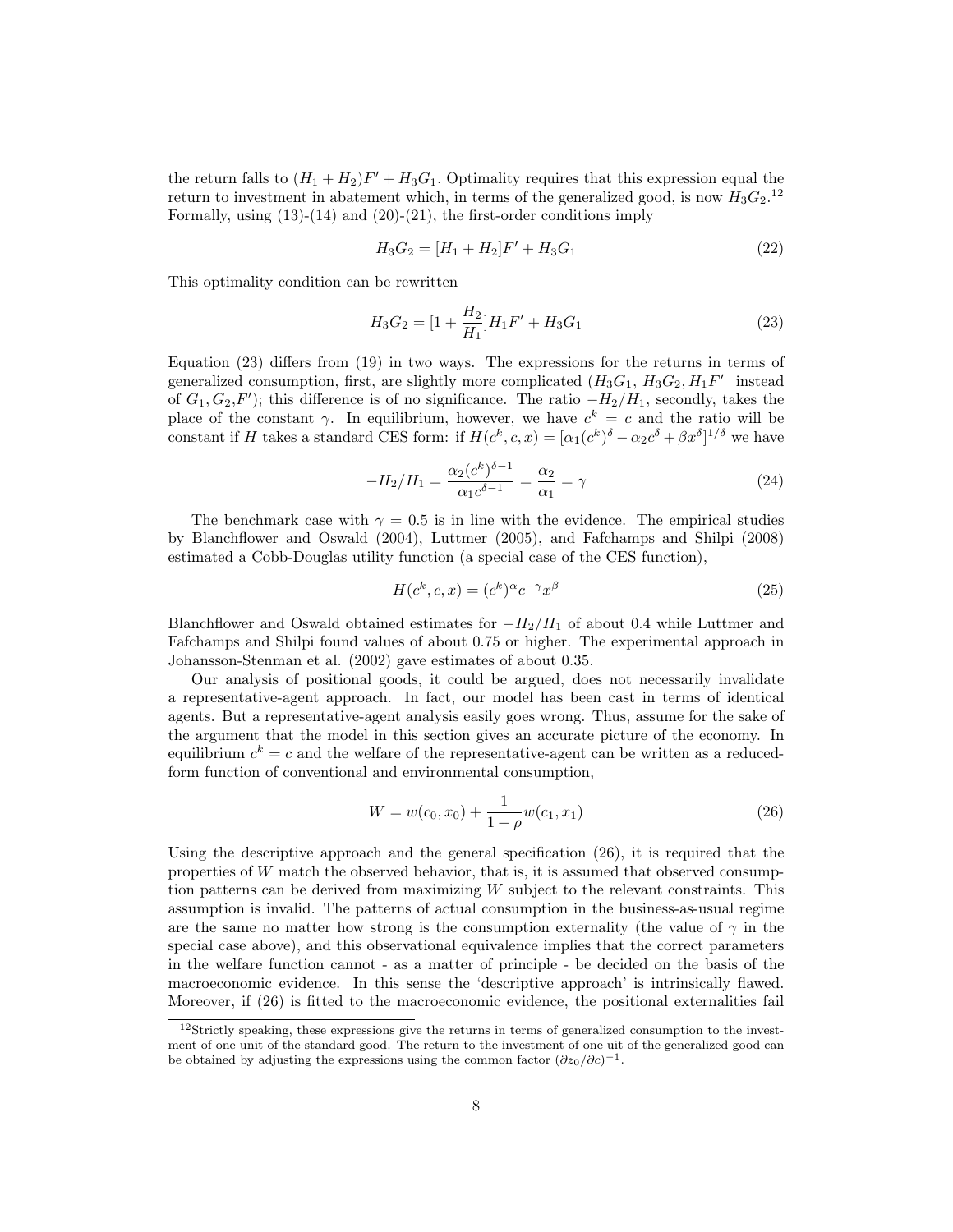the return falls to $(H_1 + H_2)F' + H_3G_1$. Optimality requires that this expression equal the return to investment in abatement which, in terms of the generalized good, is now $H_3G_2$.[12] Formally, using (13)-(14) and (20)-(21), the first-order conditions imply

$$H_3G_2 = [H_1 + H_2]F' + H_3G_1 \tag{22}$$

This optimality condition can be rewritten

$$H_3G_2 = [1 + \frac{H_2}{H_1}]H_1F' + H_3G_1 \tag{23}$$

Equation (23) differs from (19) in two ways. The expressions for the returns in terms of generalized consumption, first, are slightly more complicated ($H_3G_1$, $H_3G_2, H_1F'$ instead of $G_1, G_2, F'$); this difference is of no significance. The ratio $-H_2/H_1$, secondly, takes the place of the constant $\gamma$. In equilibrium, however, we have $c^k = c$ and the ratio will be constant if $H$ takes a standard CES form: if $H(c^k, c, x) = [\alpha_1(c^k)^\delta - \alpha_2 c^\delta + \beta x^\delta]^{1/\delta}$ we have

$$-H_2/H_1 = \frac{\alpha_2(c^k)^{\delta-1}}{\alpha_1 c^{\delta-1}} = \frac{\alpha_2}{\alpha_1} = \gamma \tag{24}$$

The benchmark case with $\gamma = 0.5$ is in line with the evidence. The empirical studies by Blanchflower and Oswald (2004), Luttmer (2005), and Fafchamps and Shilpi (2008) estimated a Cobb-Douglas utility function (a special case of the CES function),

$$H(c^k, c, x) = (c^k)^\alpha c^{-\gamma} x^\beta \tag{25}$$

Blanchflower and Oswald obtained estimates for $-H_2/H_1$ of about 0.4 while Luttmer and Fafchamps and Shilpi found values of about 0.75 or higher. The experimental approach in Johansson-Stenman et al. (2002) gave estimates of about 0.35.

Our analysis of positional goods, it could be argued, does not necessarily invalidate a representative-agent approach. In fact, our model has been cast in terms of identical agents. But a representative-agent analysis easily goes wrong. Thus, assume for the sake of the argument that the model in this section gives an accurate picture of the economy. In equilibrium $c^k = c$ and the welfare of the representative-agent can be written as a reduced-form function of conventional and environmental consumption,

$$W = w(c_0, x_0) + \frac{1}{1+\rho} w(c_1, x_1) \tag{26}$$

Using the descriptive approach and the general specification (26), it is required that the properties of $W$ match the observed behavior, that is, it is assumed that observed consumption patterns can be derived from maximizing $W$ subject to the relevant constraints. This assumption is invalid. The patterns of actual consumption in the business-as-usual regime are the same no matter how strong is the consumption externality (the value of $\gamma$ in the special case above), and this observational equivalence implies that the correct parameters in the welfare function cannot - as a matter of principle - be decided on the basis of the macroeconomic evidence. In this sense the 'descriptive approach' is intrinsically flawed. Moreover, if (26) is fitted to the macroeconomic evidence, the positional externalities fail

[12] Strictly speaking, these expressions give the returns in terms of generalized consumption to the investment of one unit of the standard good. The return to the investment of one unit of the generalized good can be obtained by adjusting the expressions using the common factor $(\partial z_0/\partial c)^{-1}$.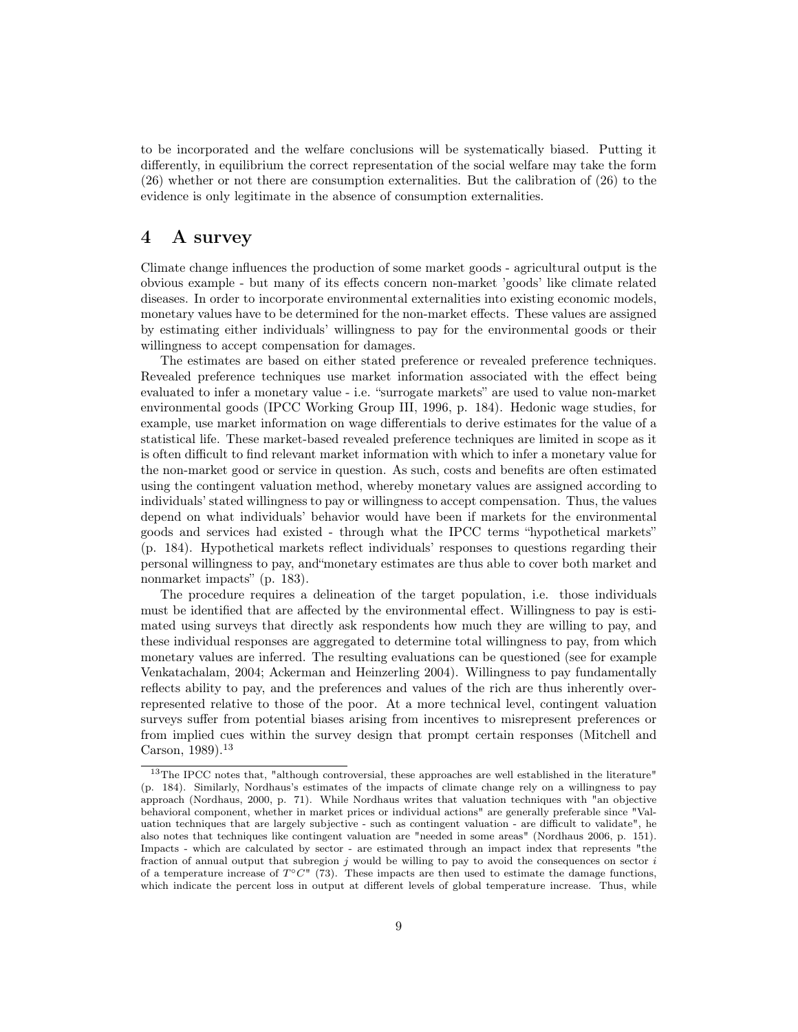to be incorporated and the welfare conclusions will be systematically biased. Putting it differently, in equilibrium the correct representation of the social welfare may take the form (26) whether or not there are consumption externalities. But the calibration of (26) to the evidence is only legitimate in the absence of consumption externalities.

# 4 A survey

Climate change influences the production of some market goods - agricultural output is the obvious example - but many of its effects concern non-market 'goods' like climate related diseases. In order to incorporate environmental externalities into existing economic models, monetary values have to be determined for the non-market effects. These values are assigned by estimating either individuals' willingness to pay for the environmental goods or their willingness to accept compensation for damages.

The estimates are based on either stated preference or revealed preference techniques. Revealed preference techniques use market information associated with the effect being evaluated to infer a monetary value - i.e. "surrogate markets" are used to value non-market environmental goods (IPCC Working Group III, 1996, p. 184). Hedonic wage studies, for example, use market information on wage differentials to derive estimates for the value of a statistical life. These market-based revealed preference techniques are limited in scope as it is often difficult to find relevant market information with which to infer a monetary value for the non-market good or service in question. As such, costs and benefits are often estimated using the contingent valuation method, whereby monetary values are assigned according to individuals' stated willingness to pay or willingness to accept compensation. Thus, the values depend on what individuals' behavior would have been if markets for the environmental goods and services had existed - through what the IPCC terms "hypothetical markets" (p. 184). Hypothetical markets reflect individuals' responses to questions regarding their personal willingness to pay, and"monetary estimates are thus able to cover both market and nonmarket impacts" (p. 183).

The procedure requires a delineation of the target population, i.e. those individuals must be identified that are affected by the environmental effect. Willingness to pay is estimated using surveys that directly ask respondents how much they are willing to pay, and these individual responses are aggregated to determine total willingness to pay, from which monetary values are inferred. The resulting evaluations can be questioned (see for example Venkatachalam, 2004; Ackerman and Heinzerling 2004). Willingness to pay fundamentally reflects ability to pay, and the preferences and values of the rich are thus inherently overrepresented relative to those of the poor. At a more technical level, contingent valuation surveys suffer from potential biases arising from incentives to misrepresent preferences or from implied cues within the survey design that prompt certain responses (Mitchell and Carson, 1989).[13]

[13] The IPCC notes that, "although controversial, these approaches are well established in the literature" (p. 184). Similarly, Nordhaus's estimates of the impacts of climate change rely on a willingness to pay approach (Nordhaus, 2000, p. 71). While Nordhaus writes that valuation techniques with "an objective behavioral component, whether in market prices or individual actions" are generally preferable since "Valuation techniques that are largely subjective - such as contingent valuation - are difficult to validate", he also notes that techniques like contingent valuation are "needed in some areas" (Nordhaus 2006, p. 151). Impacts - which are calculated by sector - are estimated through an impact index that represents "the fraction of annual output that subregion $j$ would be willing to pay to avoid the consequences on sector $i$ of a temperature increase of $T°C$" (73). These impacts are then used to estimate the damage functions, which indicate the percent loss in output at different levels of global temperature increase. Thus, while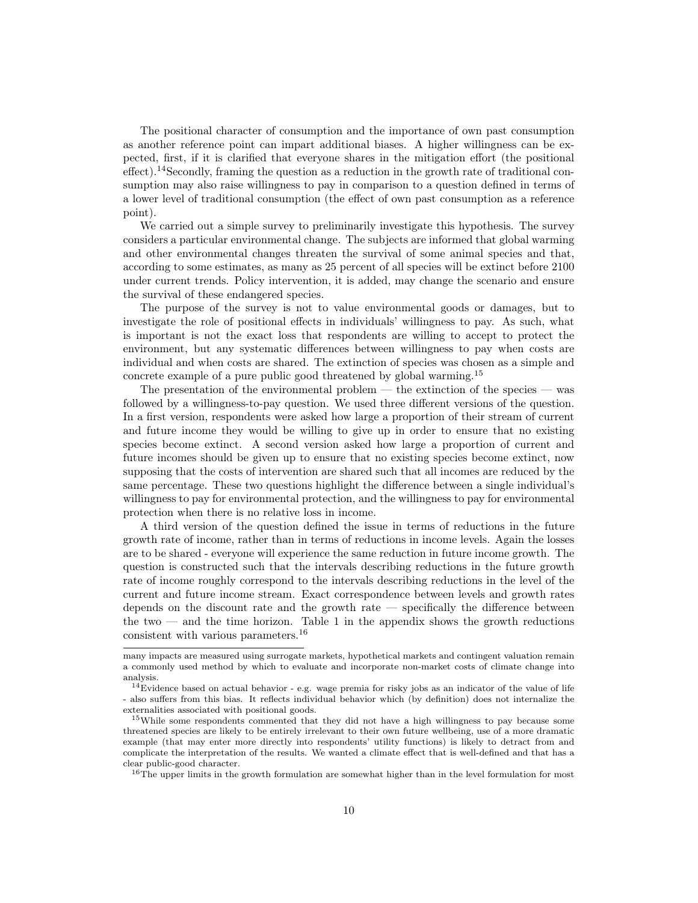The positional character of consumption and the importance of own past consumption as another reference point can impart additional biases. A higher willingness can be expected, first, if it is clarified that everyone shares in the mitigation effort (the positional effect).[14] Secondly, framing the question as a reduction in the growth rate of traditional consumption may also raise willingness to pay in comparison to a question defined in terms of a lower level of traditional consumption (the effect of own past consumption as a reference point).

We carried out a simple survey to preliminarily investigate this hypothesis. The survey considers a particular environmental change. The subjects are informed that global warming and other environmental changes threaten the survival of some animal species and that, according to some estimates, as many as 25 percent of all species will be extinct before 2100 under current trends. Policy intervention, it is added, may change the scenario and ensure the survival of these endangered species.

The purpose of the survey is not to value environmental goods or damages, but to investigate the role of positional effects in individuals' willingness to pay. As such, what is important is not the exact loss that respondents are willing to accept to protect the environment, but any systematic differences between willingness to pay when costs are individual and when costs are shared. The extinction of species was chosen as a simple and concrete example of a pure public good threatened by global warming.[15]

The presentation of the environmental problem — the extinction of the species — was followed by a willingness-to-pay question. We used three different versions of the question. In a first version, respondents were asked how large a proportion of their stream of current and future income they would be willing to give up in order to ensure that no existing species become extinct. A second version asked how large a proportion of current and future incomes should be given up to ensure that no existing species become extinct, now supposing that the costs of intervention are shared such that all incomes are reduced by the same percentage. These two questions highlight the difference between a single individual's willingness to pay for environmental protection, and the willingness to pay for environmental protection when there is no relative loss in income.

A third version of the question defined the issue in terms of reductions in the future growth rate of income, rather than in terms of reductions in income levels. Again the losses are to be shared - everyone will experience the same reduction in future income growth. The question is constructed such that the intervals describing reductions in the future growth rate of income roughly correspond to the intervals describing reductions in the level of the current and future income stream. Exact correspondence between levels and growth rates depends on the discount rate and the growth rate — specifically the difference between the two — and the time horizon. Table 1 in the appendix shows the growth reductions consistent with various parameters.[16]

---

many impacts are measured using surrogate markets, hypothetical markets and contingent valuation remain a commonly used method by which to evaluate and incorporate non-market costs of climate change into analysis.

[14] Evidence based on actual behavior - e.g. wage premia for risky jobs as an indicator of the value of life - also suffers from this bias. It reflects individual behavior which (by definition) does not internalize the externalities associated with positional goods.

[15] While some respondents commented that they did not have a high willingness to pay because some threatened species are likely to be entirely irrelevant to their own future wellbeing, use of a more dramatic example (that may enter more directly into respondents' utility functions) is likely to detract from and complicate the interpretation of the results. We wanted a climate effect that is well-defined and that has a clear public-good character.

[16] The upper limits in the growth formulation are somewhat higher than in the level formulation for most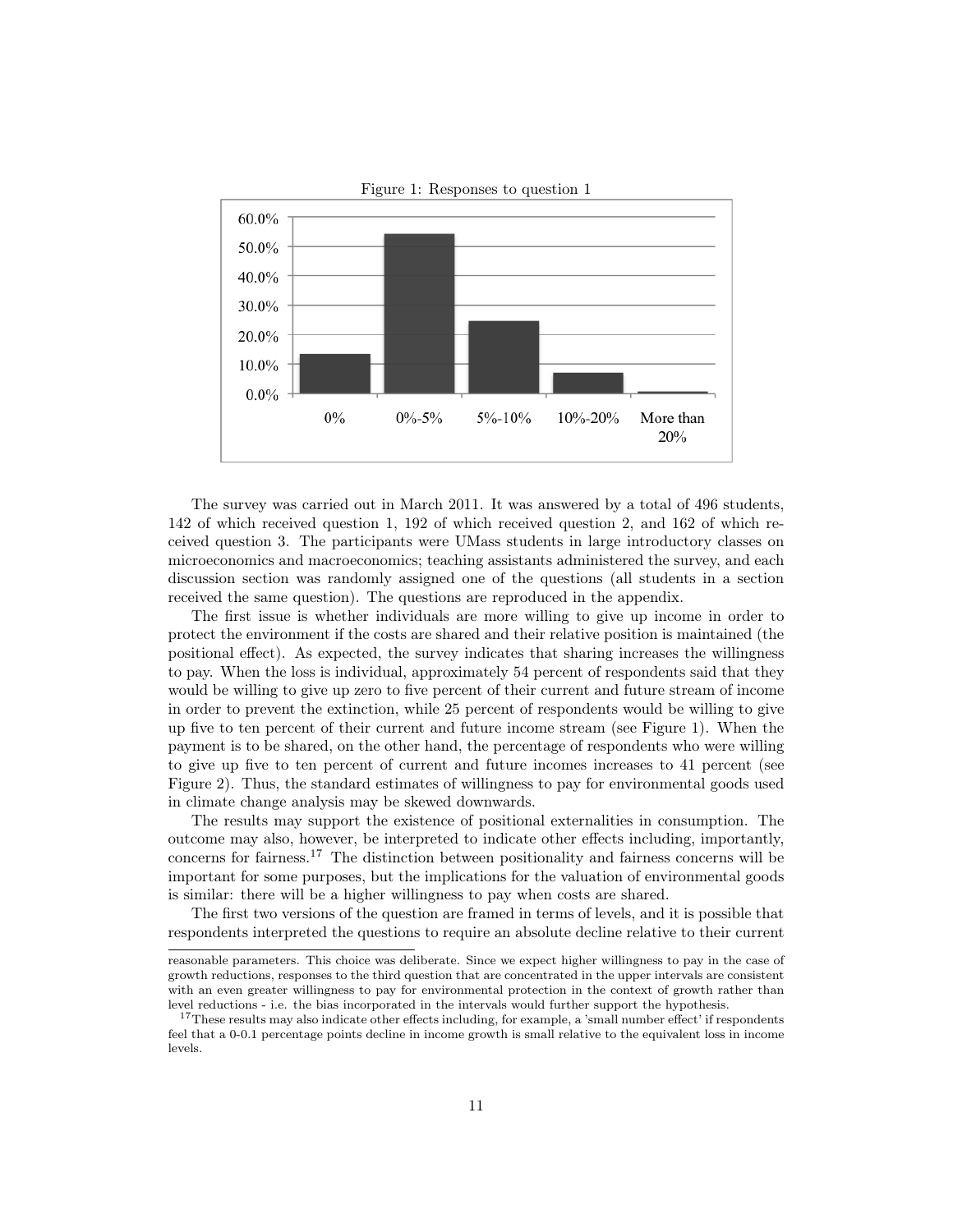Figure 1: Responses to question 1

| Response | Share |
|---|---|
| 0% | ~13% |
| 0%-5% | ~54% |
| 5%-10% | ~25% |
| 10%-20% | ~7% |
| More than 20% | ~1% |

The survey was carried out in March 2011. It was answered by a total of 496 students, 142 of which received question 1, 192 of which received question 2, and 162 of which received question 3. The participants were UMass students in large introductory classes on microeconomics and macroeconomics; teaching assistants administered the survey, and each discussion section was randomly assigned one of the questions (all students in a section received the same question). The questions are reproduced in the appendix.

The first issue is whether individuals are more willing to give up income in order to protect the environment if the costs are shared and their relative position is maintained (the positional effect). As expected, the survey indicates that sharing increases the willingness to pay. When the loss is individual, approximately 54 percent of respondents said that they would be willing to give up zero to five percent of their current and future stream of income in order to prevent the extinction, while 25 percent of respondents would be willing to give up five to ten percent of their current and future income stream (see Figure 1). When the payment is to be shared, on the other hand, the percentage of respondents who were willing to give up five to ten percent of current and future incomes increases to 41 percent (see Figure 2). Thus, the standard estimates of willingness to pay for environmental goods used in climate change analysis may be skewed downwards.

The results may support the existence of positional externalities in consumption. The outcome may also, however, be interpreted to indicate other effects including, importantly, concerns for fairness.[17] The distinction between positionality and fairness concerns will be important for some purposes, but the implications for the valuation of environmental goods is similar: there will be a higher willingness to pay when costs are shared.

The first two versions of the question are framed in terms of levels, and it is possible that respondents interpreted the questions to require an absolute decline relative to their current

---

reasonable parameters. This choice was deliberate. Since we expect higher willingness to pay in the case of growth reductions, responses to the third question that are concentrated in the upper intervals are consistent with an even greater willingness to pay for environmental protection in the context of growth rather than level reductions - i.e. the bias incorporated in the intervals would further support the hypothesis.

[17] These results may also indicate other effects including, for example, a 'small number effect' if respondents feel that a 0-0.1 percentage points decline in income growth is small relative to the equivalent loss in income levels.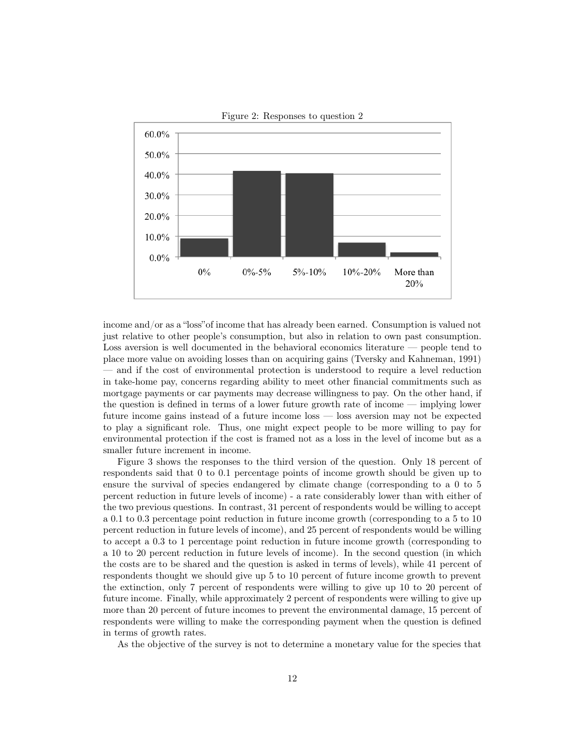Figure 2: Responses to question 2

income and/or as a "loss" of income that has already been earned. Consumption is valued not just relative to other people's consumption, but also in relation to own past consumption. Loss aversion is well documented in the behavioral economics literature — people tend to place more value on avoiding losses than on acquiring gains (Tversky and Kahneman, 1991) — and if the cost of environmental protection is understood to require a level reduction in take-home pay, concerns regarding ability to meet other financial commitments such as mortgage payments or car payments may decrease willingness to pay. On the other hand, if the question is defined in terms of a lower future growth rate of income — implying lower future income gains instead of a future income loss — loss aversion may not be expected to play a significant role. Thus, one might expect people to be more willing to pay for environmental protection if the cost is framed not as a loss in the level of income but as a smaller future increment in income.

Figure 3 shows the responses to the third version of the question. Only 18 percent of respondents said that 0 to 0.1 percentage points of income growth should be given up to ensure the survival of species endangered by climate change (corresponding to a 0 to 5 percent reduction in future levels of income) - a rate considerably lower than with either of the two previous questions. In contrast, 31 percent of respondents would be willing to accept a 0.1 to 0.3 percentage point reduction in future income growth (corresponding to a 5 to 10 percent reduction in future levels of income), and 25 percent of respondents would be willing to accept a 0.3 to 1 percentage point reduction in future income growth (corresponding to a 10 to 20 percent reduction in future levels of income). In the second question (in which the costs are to be shared and the question is asked in terms of levels), while 41 percent of respondents thought we should give up 5 to 10 percent of future income growth to prevent the extinction, only 7 percent of respondents were willing to give up 10 to 20 percent of future income. Finally, while approximately 2 percent of respondents were willing to give up more than 20 percent of future incomes to prevent the environmental damage, 15 percent of respondents were willing to make the corresponding payment when the question is defined in terms of growth rates.

As the objective of the survey is not to determine a monetary value for the species that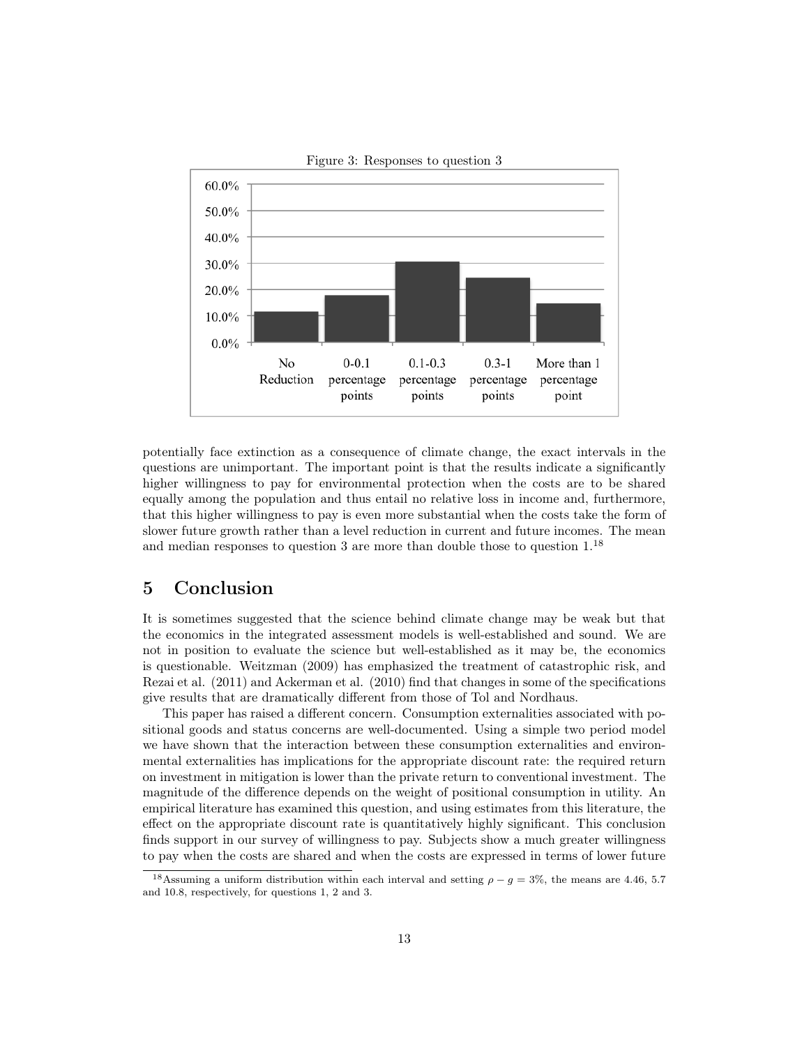Figure 3: Responses to question 3

potentially face extinction as a consequence of climate change, the exact intervals in the questions are unimportant. The important point is that the results indicate a significantly higher willingness to pay for environmental protection when the costs are to be shared equally among the population and thus entail no relative loss in income and, furthermore, that this higher willingness to pay is even more substantial when the costs take the form of slower future growth rather than a level reduction in current and future incomes. The mean and median responses to question 3 are more than double those to question 1.[18]

## 5 Conclusion

It is sometimes suggested that the science behind climate change may be weak but that the economics in the integrated assessment models is well-established and sound. We are not in position to evaluate the science but well-established as it may be, the economics is questionable. Weitzman (2009) has emphasized the treatment of catastrophic risk, and Rezai et al. (2011) and Ackerman et al. (2010) find that changes in some of the specifications give results that are dramatically different from those of Tol and Nordhaus.

This paper has raised a different concern. Consumption externalities associated with positional goods and status concerns are well-documented. Using a simple two period model we have shown that the interaction between these consumption externalities and environmental externalities has implications for the appropriate discount rate: the required return on investment in mitigation is lower than the private return to conventional investment. The magnitude of the difference depends on the weight of positional consumption in utility. An empirical literature has examined this question, and using estimates from this literature, the effect on the appropriate discount rate is quantitatively highly significant. This conclusion finds support in our survey of willingness to pay. Subjects show a much greater willingness to pay when the costs are shared and when the costs are expressed in terms of lower future

[18] Assuming a uniform distribution within each interval and setting $\rho - g = 3\%$, the means are 4.46, 5.7 and 10.8, respectively, for questions 1, 2 and 3.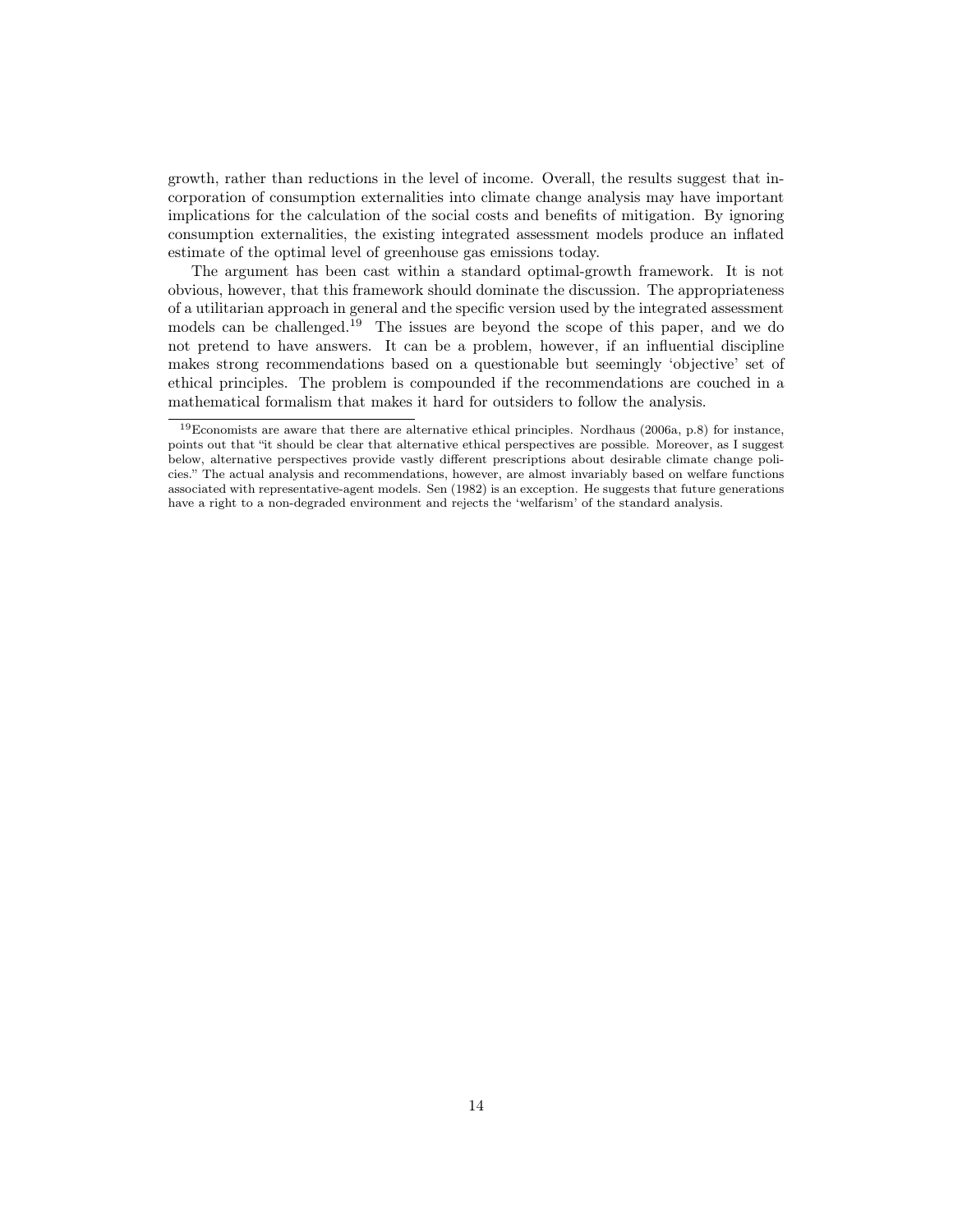growth, rather than reductions in the level of income. Overall, the results suggest that incorporation of consumption externalities into climate change analysis may have important implications for the calculation of the social costs and benefits of mitigation. By ignoring consumption externalities, the existing integrated assessment models produce an inflated estimate of the optimal level of greenhouse gas emissions today.

The argument has been cast within a standard optimal-growth framework. It is not obvious, however, that this framework should dominate the discussion. The appropriateness of a utilitarian approach in general and the specific version used by the integrated assessment models can be challenged.[19] The issues are beyond the scope of this paper, and we do not pretend to have answers. It can be a problem, however, if an influential discipline makes strong recommendations based on a questionable but seemingly 'objective' set of ethical principles. The problem is compounded if the recommendations are couched in a mathematical formalism that makes it hard for outsiders to follow the analysis.

[19] Economists are aware that there are alternative ethical principles. Nordhaus (2006a, p.8) for instance, points out that "it should be clear that alternative ethical perspectives are possible. Moreover, as I suggest below, alternative perspectives provide vastly different prescriptions about desirable climate change policies." The actual analysis and recommendations, however, are almost invariably based on welfare functions associated with representative-agent models. Sen (1982) is an exception. He suggests that future generations have a right to a non-degraded environment and rejects the 'welfarism' of the standard analysis.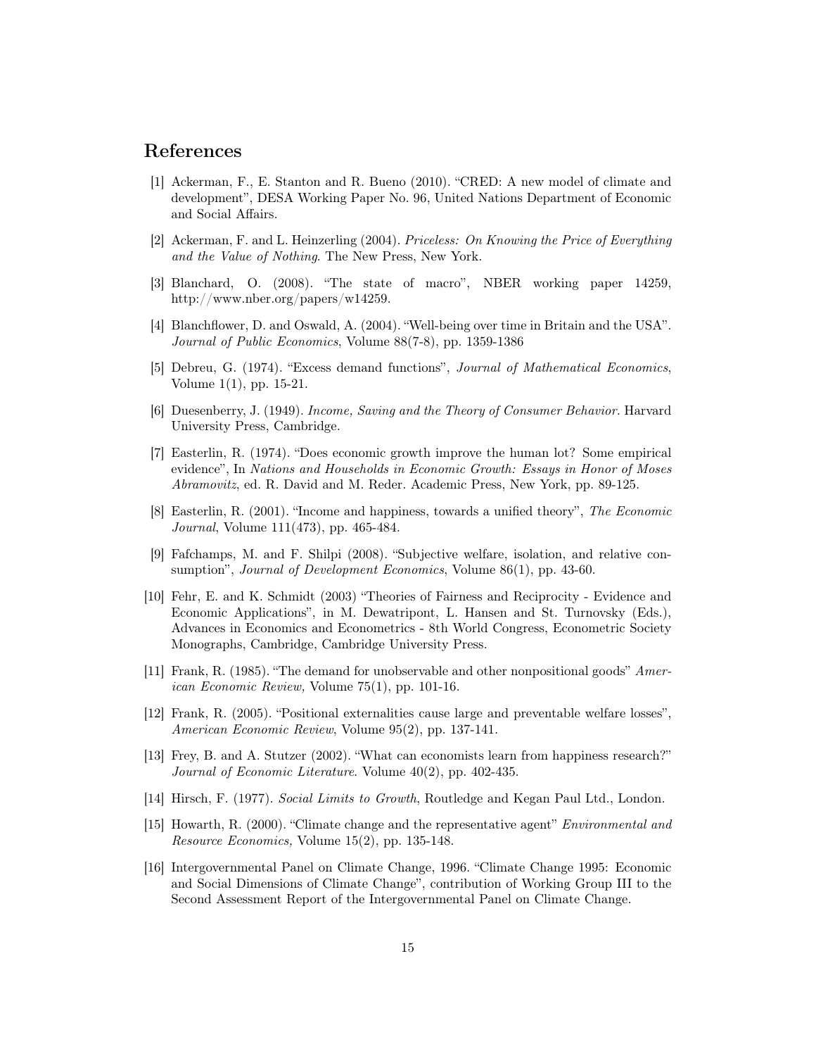## References

[1] Ackerman, F., E. Stanton and R. Bueno (2010). "CRED: A new model of climate and development", DESA Working Paper No. 96, United Nations Department of Economic and Social Affairs.

[2] Ackerman, F. and L. Heinzerling (2004). *Priceless: On Knowing the Price of Everything and the Value of Nothing*. The New Press, New York.

[3] Blanchard, O. (2008). "The state of macro", NBER working paper 14259, http://www.nber.org/papers/w14259.

[4] Blanchflower, D. and Oswald, A. (2004). "Well-being over time in Britain and the USA". *Journal of Public Economics*, Volume 88(7-8), pp. 1359-1386

[5] Debreu, G. (1974). "Excess demand functions", *Journal of Mathematical Economics*, Volume 1(1), pp. 15-21.

[6] Duesenberry, J. (1949). *Income, Saving and the Theory of Consumer Behavior*. Harvard University Press, Cambridge.

[7] Easterlin, R. (1974). "Does economic growth improve the human lot? Some empirical evidence", In *Nations and Households in Economic Growth: Essays in Honor of Moses Abramovitz*, ed. R. David and M. Reder. Academic Press, New York, pp. 89-125.

[8] Easterlin, R. (2001). "Income and happiness, towards a unified theory", *The Economic Journal*, Volume 111(473), pp. 465-484.

[9] Fafchamps, M. and F. Shilpi (2008). "Subjective welfare, isolation, and relative consumption", *Journal of Development Economics*, Volume 86(1), pp. 43-60.

[10] Fehr, E. and K. Schmidt (2003) "Theories of Fairness and Reciprocity - Evidence and Economic Applications", in M. Dewatripont, L. Hansen and St. Turnovsky (Eds.), Advances in Economics and Econometrics - 8th World Congress, Econometric Society Monographs, Cambridge, Cambridge University Press.

[11] Frank, R. (1985). "The demand for unobservable and other nonpositional goods" *American Economic Review,* Volume 75(1), pp. 101-16.

[12] Frank, R. (2005). "Positional externalities cause large and preventable welfare losses", *American Economic Review*, Volume 95(2), pp. 137-141.

[13] Frey, B. and A. Stutzer (2002). "What can economists learn from happiness research?" *Journal of Economic Literature*. Volume 40(2), pp. 402-435.

[14] Hirsch, F. (1977). *Social Limits to Growth*, Routledge and Kegan Paul Ltd., London.

[15] Howarth, R. (2000). "Climate change and the representative agent" *Environmental and Resource Economics,* Volume 15(2), pp. 135-148.

[16] Intergovernmental Panel on Climate Change, 1996. "Climate Change 1995: Economic and Social Dimensions of Climate Change", contribution of Working Group III to the Second Assessment Report of the Intergovernmental Panel on Climate Change.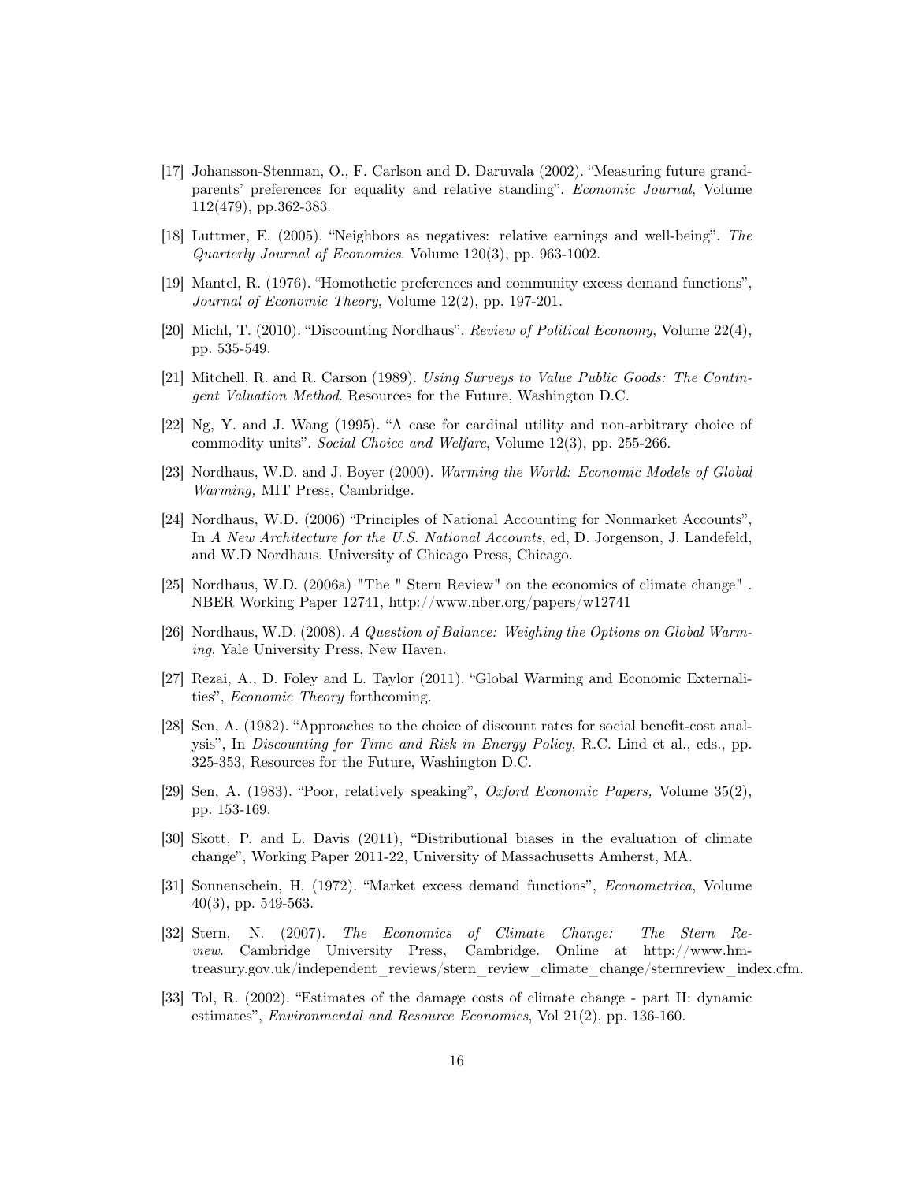[17] Johansson-Stenman, O., F. Carlson and D. Daruvala (2002). "Measuring future grandparents' preferences for equality and relative standing". *Economic Journal*, Volume 112(479), pp.362-383.

[18] Luttmer, E. (2005). "Neighbors as negatives: relative earnings and well-being". *The Quarterly Journal of Economics*. Volume 120(3), pp. 963-1002.

[19] Mantel, R. (1976). "Homothetic preferences and community excess demand functions", *Journal of Economic Theory*, Volume 12(2), pp. 197-201.

[20] Michl, T. (2010). "Discounting Nordhaus". *Review of Political Economy*, Volume 22(4), pp. 535-549.

[21] Mitchell, R. and R. Carson (1989). *Using Surveys to Value Public Goods: The Contingent Valuation Method*. Resources for the Future, Washington D.C.

[22] Ng, Y. and J. Wang (1995). "A case for cardinal utility and non-arbitrary choice of commodity units". *Social Choice and Welfare*, Volume 12(3), pp. 255-266.

[23] Nordhaus, W.D. and J. Boyer (2000). *Warming the World: Economic Models of Global Warming,* MIT Press, Cambridge.

[24] Nordhaus, W.D. (2006) "Principles of National Accounting for Nonmarket Accounts", In *A New Architecture for the U.S. National Accounts*, ed, D. Jorgenson, J. Landefeld, and W.D Nordhaus. University of Chicago Press, Chicago.

[25] Nordhaus, W.D. (2006a) "The " Stern Review" on the economics of climate change" . NBER Working Paper 12741, http://www.nber.org/papers/w12741

[26] Nordhaus, W.D. (2008). *A Question of Balance: Weighing the Options on Global Warming*, Yale University Press, New Haven.

[27] Rezai, A., D. Foley and L. Taylor (2011). "Global Warming and Economic Externalities", *Economic Theory* forthcoming.

[28] Sen, A. (1982). "Approaches to the choice of discount rates for social benefit-cost analysis", In *Discounting for Time and Risk in Energy Policy*, R.C. Lind et al., eds., pp. 325-353, Resources for the Future, Washington D.C.

[29] Sen, A. (1983). "Poor, relatively speaking", *Oxford Economic Papers,* Volume 35(2), pp. 153-169.

[30] Skott, P. and L. Davis (2011), "Distributional biases in the evaluation of climate change", Working Paper 2011-22, University of Massachusetts Amherst, MA.

[31] Sonnenschein, H. (1972). "Market excess demand functions", *Econometrica*, Volume 40(3), pp. 549-563.

[32] Stern, N. (2007). *The Economics of Climate Change: The Stern Review*. Cambridge University Press, Cambridge. Online at http://www.hm-treasury.gov.uk/independent_reviews/stern_review_climate_change/sternreview_index.cfm.

[33] Tol, R. (2002). "Estimates of the damage costs of climate change - part II: dynamic estimates", *Environmental and Resource Economics*, Vol 21(2), pp. 136-160.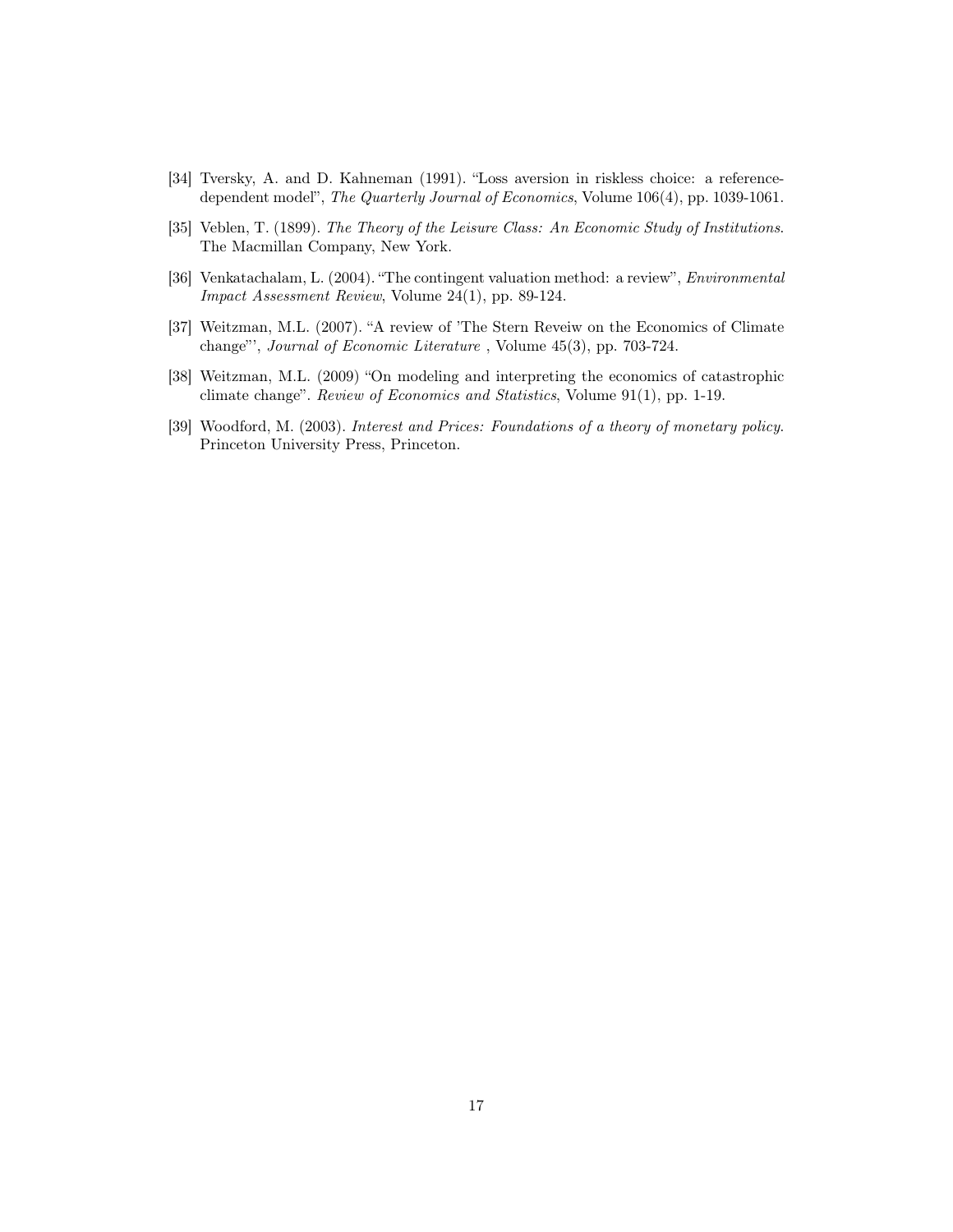[34] Tversky, A. and D. Kahneman (1991). "Loss aversion in riskless choice: a reference-dependent model", *The Quarterly Journal of Economics*, Volume 106(4), pp. 1039-1061.

[35] Veblen, T. (1899). *The Theory of the Leisure Class: An Economic Study of Institutions*. The Macmillan Company, New York.

[36] Venkatachalam, L. (2004). "The contingent valuation method: a review", *Environmental Impact Assessment Review*, Volume 24(1), pp. 89-124.

[37] Weitzman, M.L. (2007). "A review of 'The Stern Reveiw on the Economics of Climate change"', *Journal of Economic Literature* , Volume 45(3), pp. 703-724.

[38] Weitzman, M.L. (2009) "On modeling and interpreting the economics of catastrophic climate change". *Review of Economics and Statistics*, Volume 91(1), pp. 1-19.

[39] Woodford, M. (2003). *Interest and Prices: Foundations of a theory of monetary policy*. Princeton University Press, Princeton.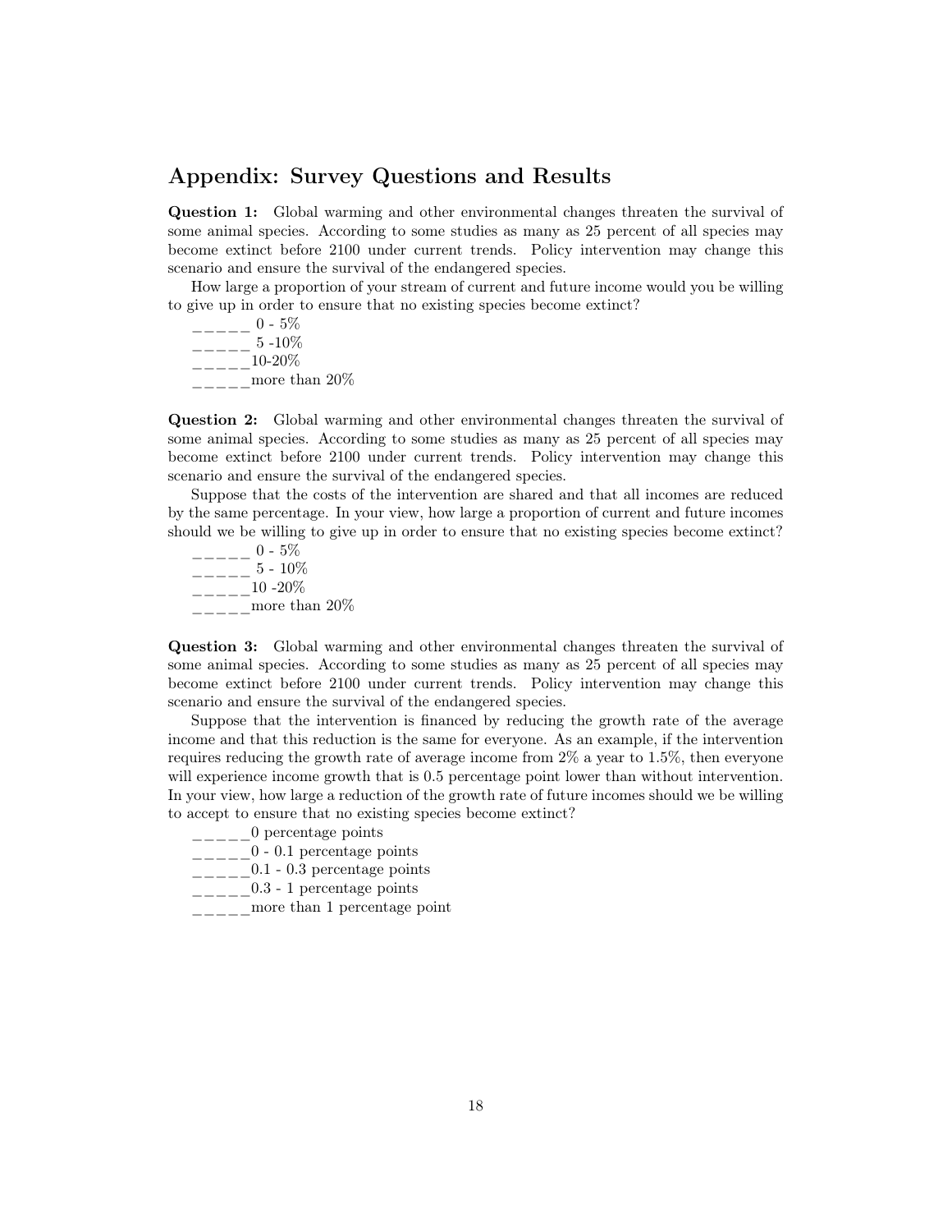## Appendix: Survey Questions and Results

**Question 1:** Global warming and other environmental changes threaten the survival of some animal species. According to some studies as many as 25 percent of all species may become extinct before 2100 under current trends. Policy intervention may change this scenario and ensure the survival of the endangered species.

How large a proportion of your stream of current and future income would you be willing to give up in order to ensure that no existing species become extinct?

_____ 0 - 5%
_____ 5 -10%
_____10-20%
_____more than 20%

**Question 2:** Global warming and other environmental changes threaten the survival of some animal species. According to some studies as many as 25 percent of all species may become extinct before 2100 under current trends. Policy intervention may change this scenario and ensure the survival of the endangered species.

Suppose that the costs of the intervention are shared and that all incomes are reduced by the same percentage. In your view, how large a proportion of current and future incomes should we be willing to give up in order to ensure that no existing species become extinct?

_____ 0 - 5%
_____ 5 - 10%
_____10 -20%
_____more than 20%

**Question 3:** Global warming and other environmental changes threaten the survival of some animal species. According to some studies as many as 25 percent of all species may become extinct before 2100 under current trends. Policy intervention may change this scenario and ensure the survival of the endangered species.

Suppose that the intervention is financed by reducing the growth rate of the average income and that this reduction is the same for everyone. As an example, if the intervention requires reducing the growth rate of average income from 2% a year to 1.5%, then everyone will experience income growth that is 0.5 percentage point lower than without intervention. In your view, how large a reduction of the growth rate of future incomes should we be willing to accept to ensure that no existing species become extinct?

_____0 percentage points
_____0 - 0.1 percentage points
_____0.1 - 0.3 percentage points
_____0.3 - 1 percentage points
_____more than 1 percentage point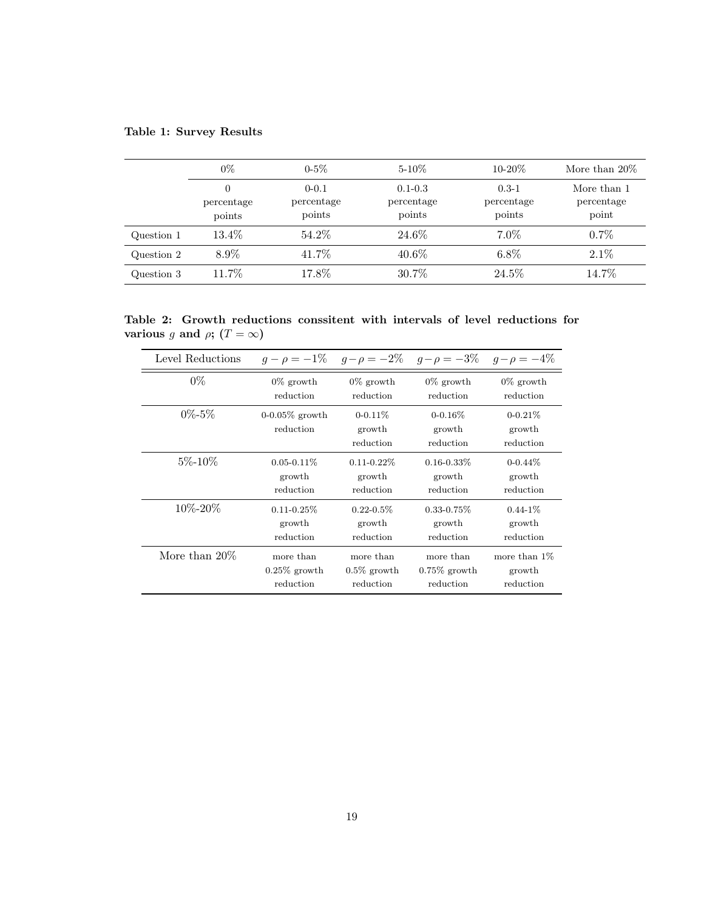**Table 1: Survey Results**

| | 0% | 0-5% | 5-10% | 10-20% | More than 20% |
|---|---|---|---|---|---|
| | 0 percentage points | 0-0.1 percentage points | 0.1-0.3 percentage points | 0.3-1 percentage points | More than 1 percentage point |
| Question 1 | 13.4% | 54.2% | 24.6% | 7.0% | 0.7% |
| Question 2 | 8.9% | 41.7% | 40.6% | 6.8% | 2.1% |
| Question 3 | 11.7% | 17.8% | 30.7% | 24.5% | 14.7% |

**Table 2: Growth reductions conssitent with intervals of level reductions for various $g$ and $\rho$; ($T = \infty$)**

| Level Reductions | $g - \rho = -1\%$ | $g - \rho = -2\%$ | $g - \rho = -3\%$ | $g - \rho = -4\%$ |
|---|---|---|---|---|
| 0% | 0% growth reduction | 0% growth reduction | 0% growth reduction | 0% growth reduction |
| 0%-5% | 0-0.05% growth reduction | 0-0.11% growth reduction | 0-0.16% growth reduction | 0-0.21% growth reduction |
| 5%-10% | 0.05-0.11% growth reduction | 0.11-0.22% growth reduction | 0.16-0.33% growth reduction | 0-0.44% growth reduction |
| 10%-20% | 0.11-0.25% growth reduction | 0.22-0.5% growth reduction | 0.33-0.75% growth reduction | 0.44-1% growth reduction |
| More than 20% | more than 0.25% growth reduction | more than 0.5% growth reduction | more than 0.75% growth reduction | more than 1% growth reduction |